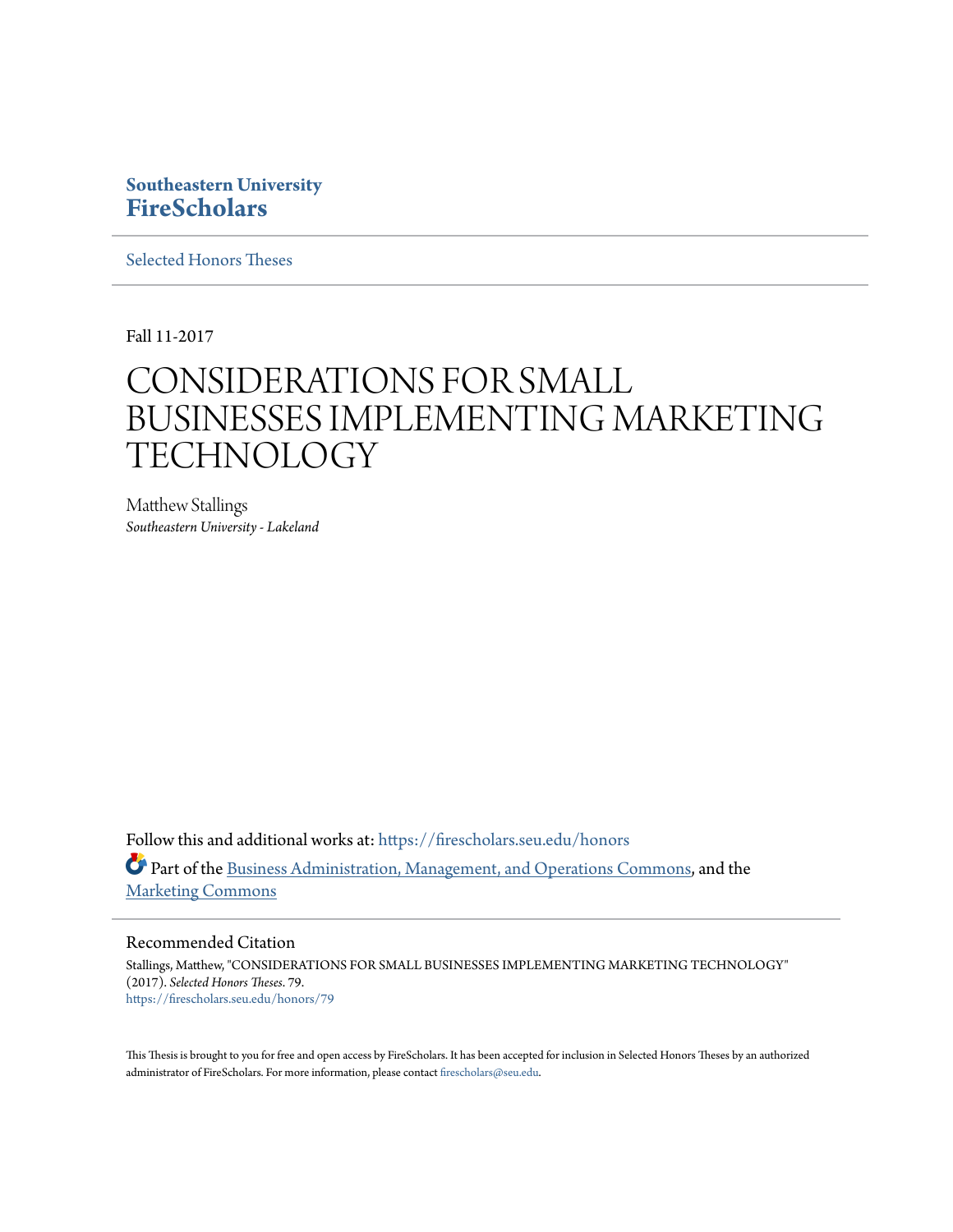Southeastern University
**FireScholars**

Selected Honors Theses

Fall 11-2017

# CONSIDERATIONS FOR SMALL BUSINESSES IMPLEMENTING MARKETING TECHNOLOGY

Matthew Stallings
*Southeastern University - Lakeland*

Follow this and additional works at: https://firescholars.seu.edu/honors

Part of the Business Administration, Management, and Operations Commons, and the Marketing Commons

## Recommended Citation

Stallings, Matthew, "CONSIDERATIONS FOR SMALL BUSINESSES IMPLEMENTING MARKETING TECHNOLOGY" (2017). *Selected Honors Theses*. 79.
https://firescholars.seu.edu/honors/79

This Thesis is brought to you for free and open access by FireScholars. It has been accepted for inclusion in Selected Honors Theses by an authorized administrator of FireScholars. For more information, please contact firescholars@seu.edu.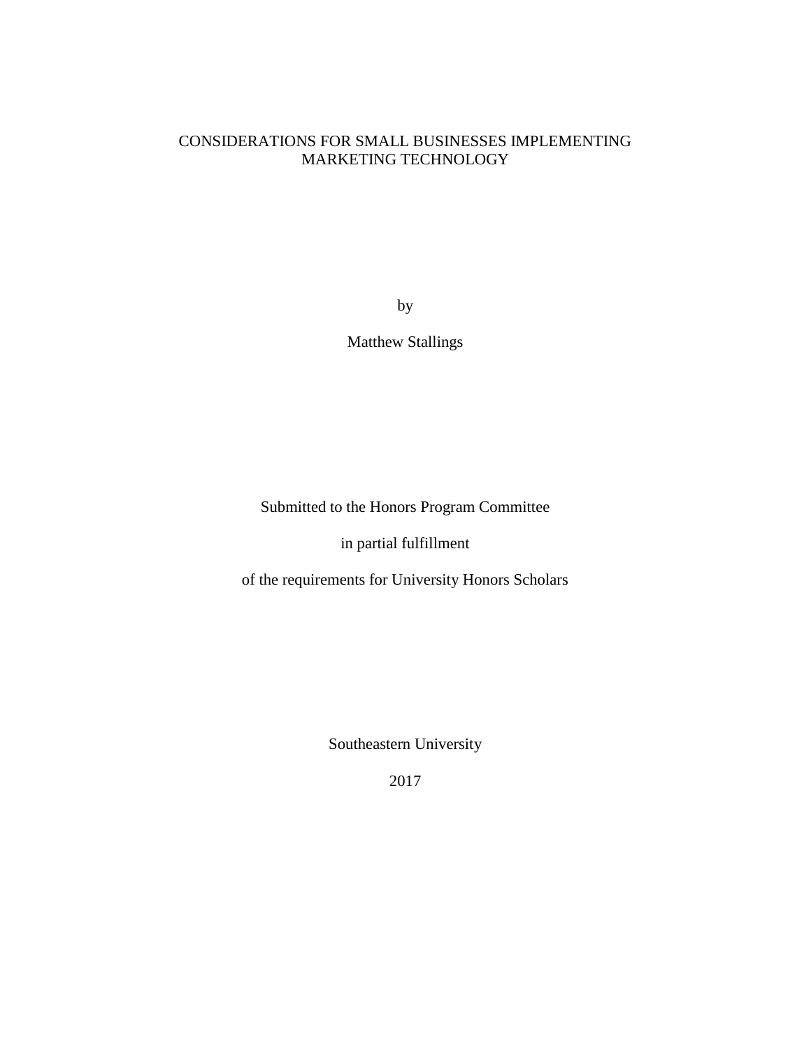# CONSIDERATIONS FOR SMALL BUSINESSES IMPLEMENTING MARKETING TECHNOLOGY

by

Matthew Stallings

Submitted to the Honors Program Committee

in partial fulfillment

of the requirements for University Honors Scholars

Southeastern University

2017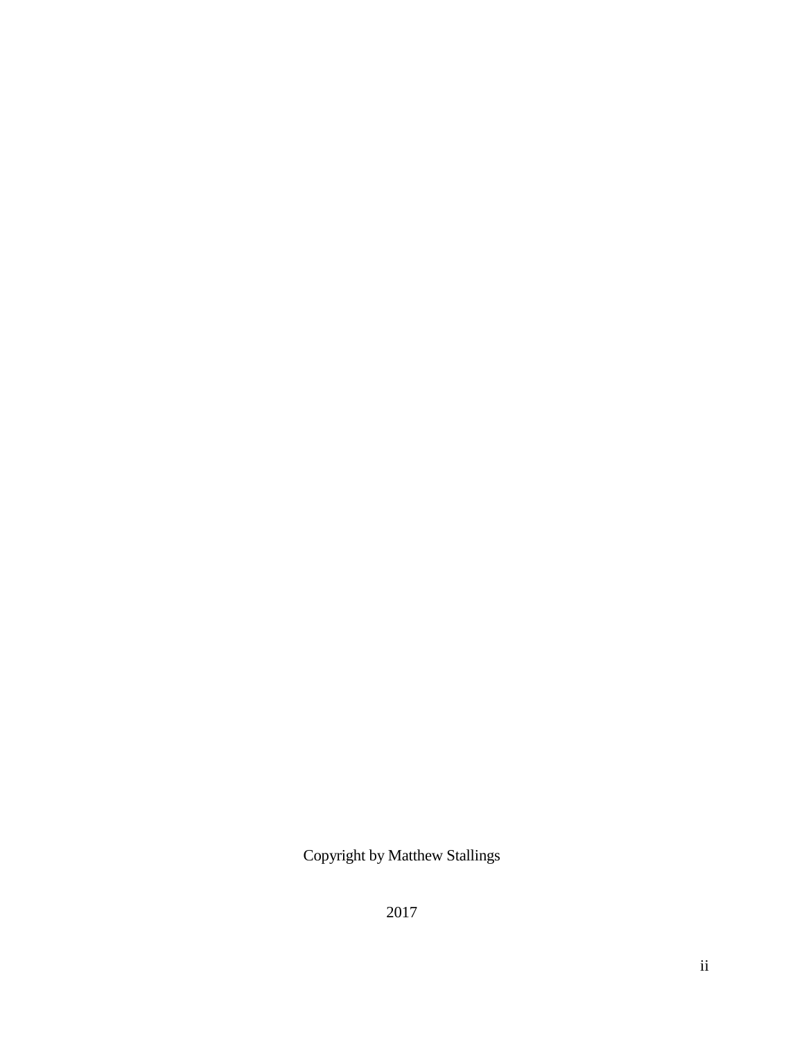Copyright by Matthew Stallings

2017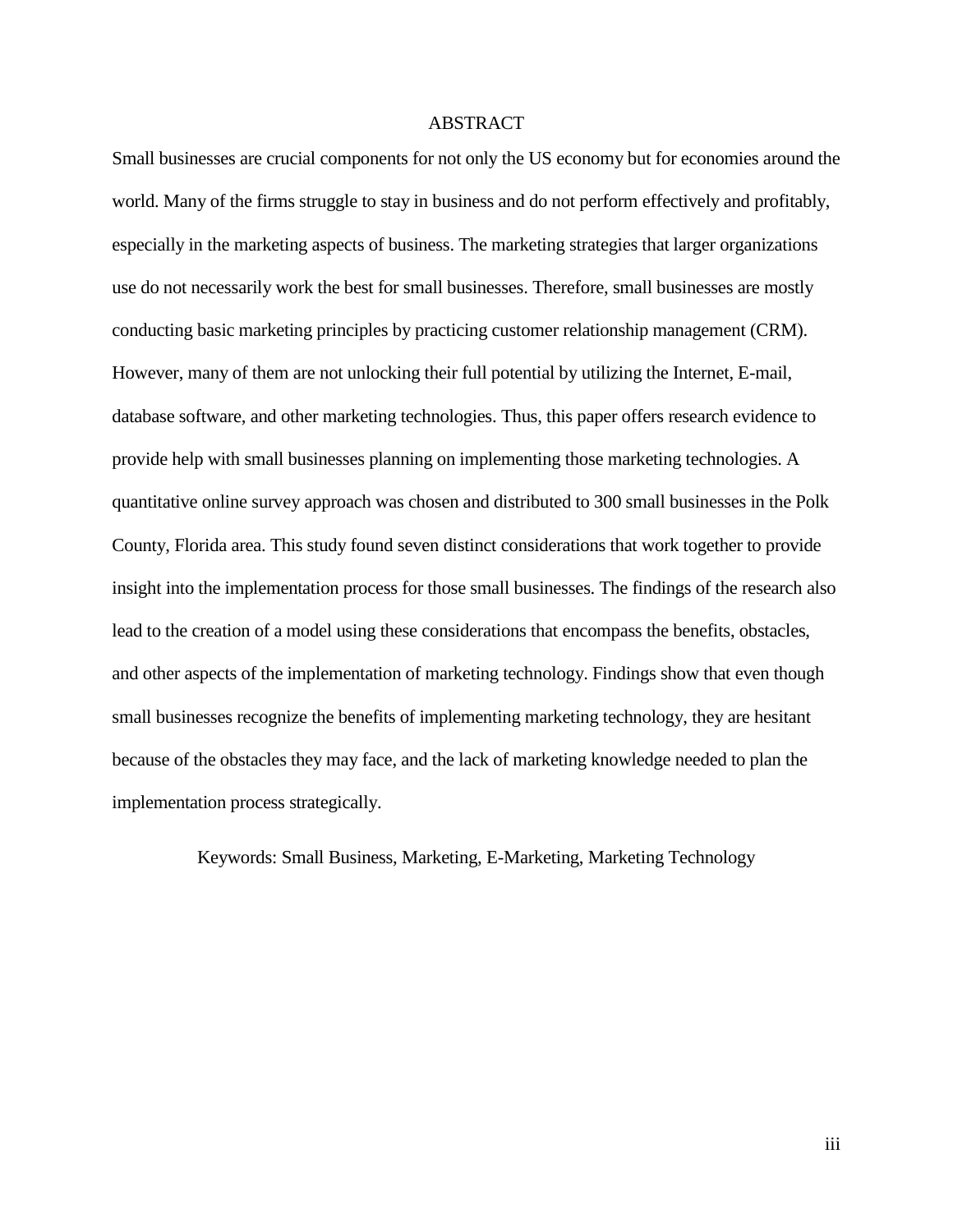# ABSTRACT

Small businesses are crucial components for not only the US economy but for economies around the world. Many of the firms struggle to stay in business and do not perform effectively and profitably, especially in the marketing aspects of business. The marketing strategies that larger organizations use do not necessarily work the best for small businesses. Therefore, small businesses are mostly conducting basic marketing principles by practicing customer relationship management (CRM). However, many of them are not unlocking their full potential by utilizing the Internet, E-mail, database software, and other marketing technologies. Thus, this paper offers research evidence to provide help with small businesses planning on implementing those marketing technologies. A quantitative online survey approach was chosen and distributed to 300 small businesses in the Polk County, Florida area. This study found seven distinct considerations that work together to provide insight into the implementation process for those small businesses. The findings of the research also lead to the creation of a model using these considerations that encompass the benefits, obstacles, and other aspects of the implementation of marketing technology. Findings show that even though small businesses recognize the benefits of implementing marketing technology, they are hesitant because of the obstacles they may face, and the lack of marketing knowledge needed to plan the implementation process strategically.

Keywords: Small Business, Marketing, E-Marketing, Marketing Technology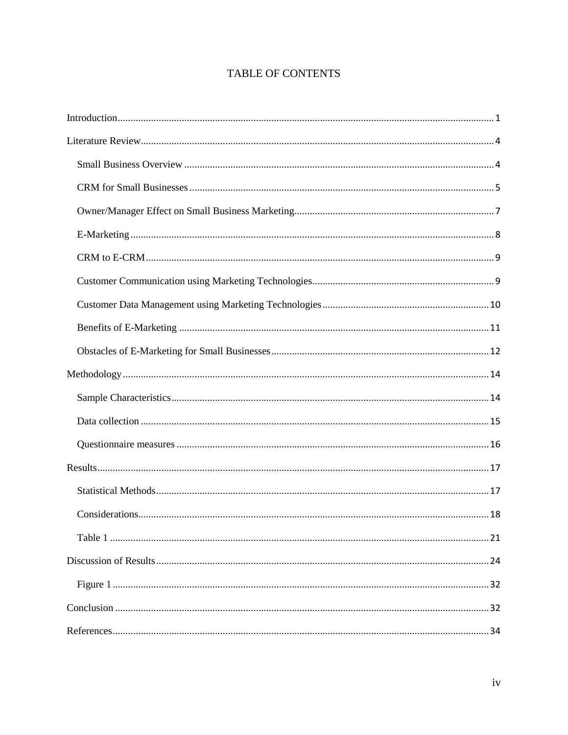# TABLE OF CONTENTS

Introduction ........................................................................................................................................ 1

Literature Review ................................................................................................................................ 4

- Small Business Overview ............................................................................................................... 4
- CRM for Small Businesses ............................................................................................................. 5
- Owner/Manager Effect on Small Business Marketing .................................................................... 7
- E-Marketing ................................................................................................................................... 8
- CRM to E-CRM .............................................................................................................................. 9
- Customer Communication using Marketing Technologies ............................................................. 9
- Customer Data Management using Marketing Technologies ......................................................... 10
- Benefits of E-Marketing ................................................................................................................ 11
- Obstacles of E-Marketing for Small Businesses ............................................................................ 12

Methodology ..................................................................................................................................... 14

- Sample Characteristics ................................................................................................................. 14
- Data collection ............................................................................................................................. 15
- Questionnaire measures ............................................................................................................... 16

Results ............................................................................................................................................... 17

- Statistical Methods ....................................................................................................................... 17
- Considerations .............................................................................................................................. 18
- Table 1 .......................................................................................................................................... 21

Discussion of Results ........................................................................................................................ 24

- Figure 1 ........................................................................................................................................ 32

Conclusion ........................................................................................................................................ 32

References ......................................................................................................................................... 34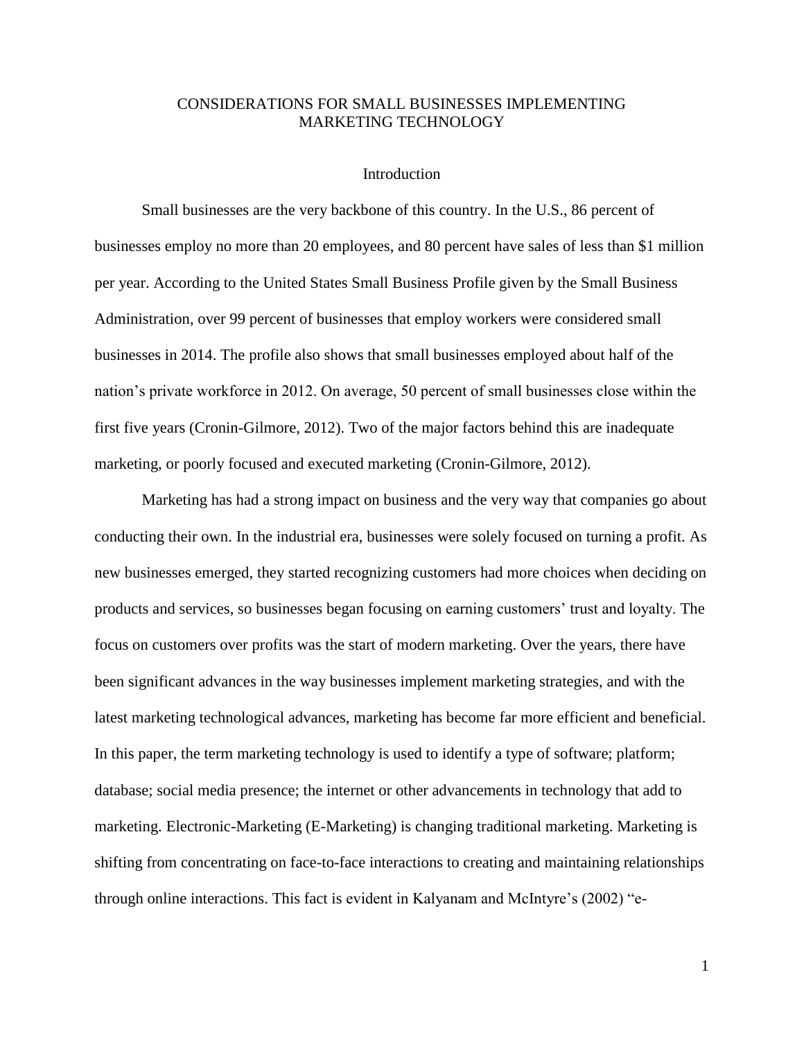# CONSIDERATIONS FOR SMALL BUSINESSES IMPLEMENTING MARKETING TECHNOLOGY

## Introduction

Small businesses are the very backbone of this country. In the U.S., 86 percent of businesses employ no more than 20 employees, and 80 percent have sales of less than $1 million per year. According to the United States Small Business Profile given by the Small Business Administration, over 99 percent of businesses that employ workers were considered small businesses in 2014. The profile also shows that small businesses employed about half of the nation's private workforce in 2012. On average, 50 percent of small businesses close within the first five years (Cronin-Gilmore, 2012). Two of the major factors behind this are inadequate marketing, or poorly focused and executed marketing (Cronin-Gilmore, 2012).

Marketing has had a strong impact on business and the very way that companies go about conducting their own. In the industrial era, businesses were solely focused on turning a profit. As new businesses emerged, they started recognizing customers had more choices when deciding on products and services, so businesses began focusing on earning customers' trust and loyalty. The focus on customers over profits was the start of modern marketing. Over the years, there have been significant advances in the way businesses implement marketing strategies, and with the latest marketing technological advances, marketing has become far more efficient and beneficial. In this paper, the term marketing technology is used to identify a type of software; platform; database; social media presence; the internet or other advancements in technology that add to marketing. Electronic-Marketing (E-Marketing) is changing traditional marketing. Marketing is shifting from concentrating on face-to-face interactions to creating and maintaining relationships through online interactions. This fact is evident in Kalyanam and McIntyre's (2002) "e-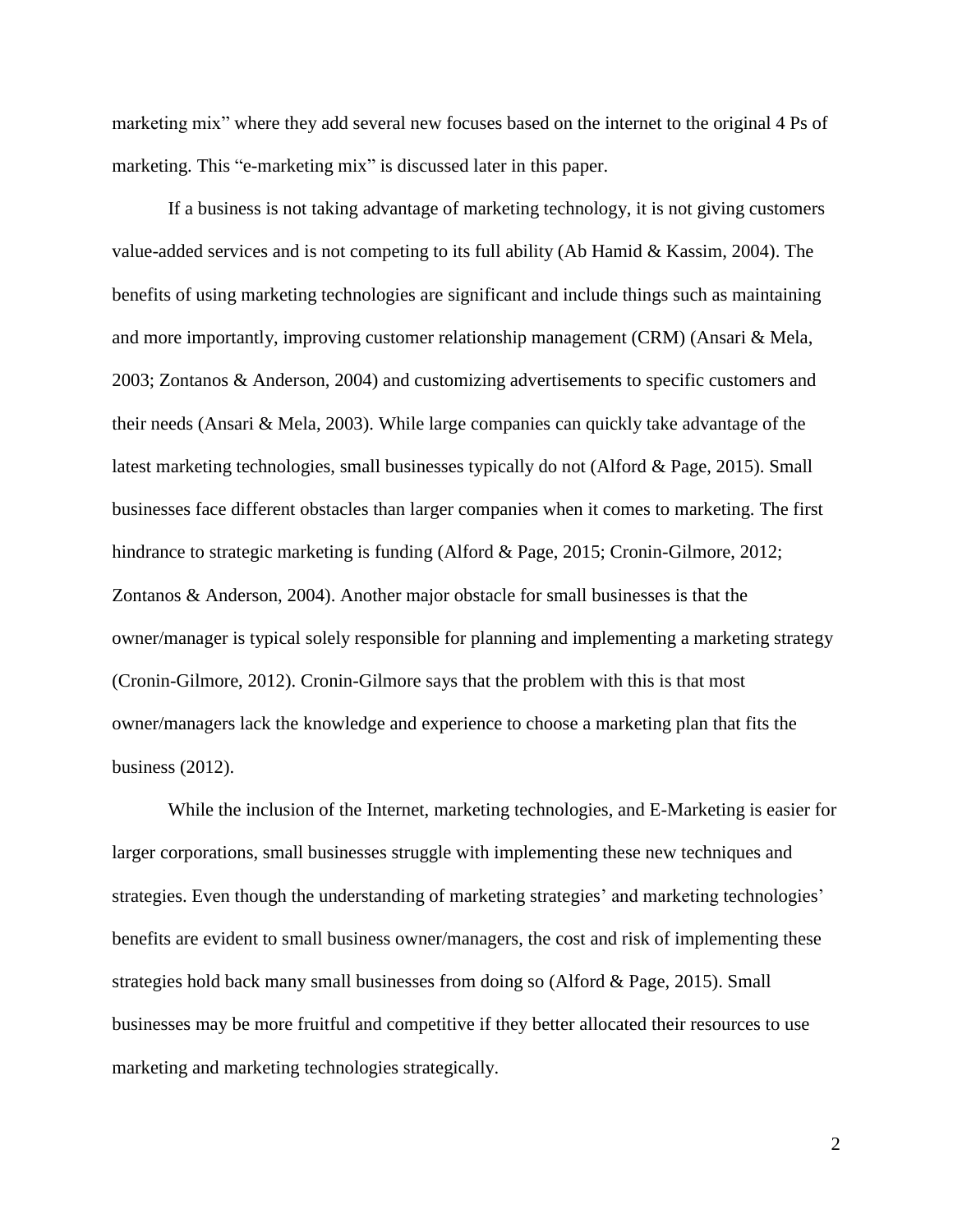marketing mix" where they add several new focuses based on the internet to the original 4 Ps of marketing. This "e-marketing mix" is discussed later in this paper.

If a business is not taking advantage of marketing technology, it is not giving customers value-added services and is not competing to its full ability (Ab Hamid & Kassim, 2004). The benefits of using marketing technologies are significant and include things such as maintaining and more importantly, improving customer relationship management (CRM) (Ansari & Mela, 2003; Zontanos & Anderson, 2004) and customizing advertisements to specific customers and their needs (Ansari & Mela, 2003). While large companies can quickly take advantage of the latest marketing technologies, small businesses typically do not (Alford & Page, 2015). Small businesses face different obstacles than larger companies when it comes to marketing. The first hindrance to strategic marketing is funding (Alford & Page, 2015; Cronin-Gilmore, 2012; Zontanos & Anderson, 2004). Another major obstacle for small businesses is that the owner/manager is typical solely responsible for planning and implementing a marketing strategy (Cronin-Gilmore, 2012). Cronin-Gilmore says that the problem with this is that most owner/managers lack the knowledge and experience to choose a marketing plan that fits the business (2012).

While the inclusion of the Internet, marketing technologies, and E-Marketing is easier for larger corporations, small businesses struggle with implementing these new techniques and strategies. Even though the understanding of marketing strategies' and marketing technologies' benefits are evident to small business owner/managers, the cost and risk of implementing these strategies hold back many small businesses from doing so (Alford & Page, 2015). Small businesses may be more fruitful and competitive if they better allocated their resources to use marketing and marketing technologies strategically.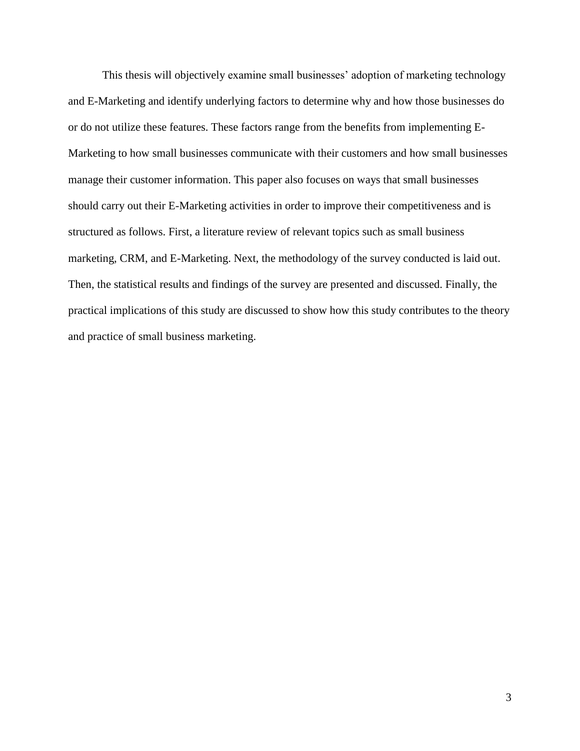This thesis will objectively examine small businesses' adoption of marketing technology and E-Marketing and identify underlying factors to determine why and how those businesses do or do not utilize these features. These factors range from the benefits from implementing E-Marketing to how small businesses communicate with their customers and how small businesses manage their customer information. This paper also focuses on ways that small businesses should carry out their E-Marketing activities in order to improve their competitiveness and is structured as follows. First, a literature review of relevant topics such as small business marketing, CRM, and E-Marketing. Next, the methodology of the survey conducted is laid out. Then, the statistical results and findings of the survey are presented and discussed. Finally, the practical implications of this study are discussed to show how this study contributes to the theory and practice of small business marketing.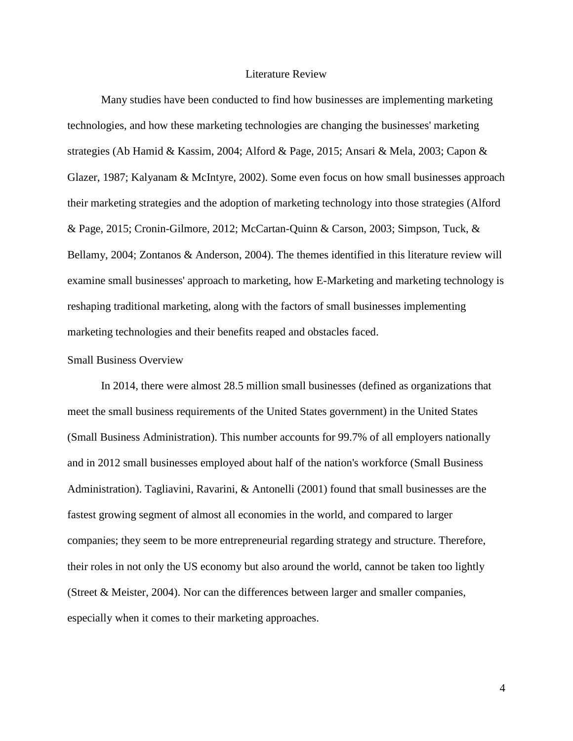# Literature Review

Many studies have been conducted to find how businesses are implementing marketing technologies, and how these marketing technologies are changing the businesses' marketing strategies (Ab Hamid & Kassim, 2004; Alford & Page, 2015; Ansari & Mela, 2003; Capon & Glazer, 1987; Kalyanam & McIntyre, 2002). Some even focus on how small businesses approach their marketing strategies and the adoption of marketing technology into those strategies (Alford & Page, 2015; Cronin-Gilmore, 2012; McCartan-Quinn & Carson, 2003; Simpson, Tuck, & Bellamy, 2004; Zontanos & Anderson, 2004). The themes identified in this literature review will examine small businesses' approach to marketing, how E-Marketing and marketing technology is reshaping traditional marketing, along with the factors of small businesses implementing marketing technologies and their benefits reaped and obstacles faced.

## Small Business Overview

In 2014, there were almost 28.5 million small businesses (defined as organizations that meet the small business requirements of the United States government) in the United States (Small Business Administration). This number accounts for 99.7% of all employers nationally and in 2012 small businesses employed about half of the nation's workforce (Small Business Administration). Tagliavini, Ravarini, & Antonelli (2001) found that small businesses are the fastest growing segment of almost all economies in the world, and compared to larger companies; they seem to be more entrepreneurial regarding strategy and structure. Therefore, their roles in not only the US economy but also around the world, cannot be taken too lightly (Street & Meister, 2004). Nor can the differences between larger and smaller companies, especially when it comes to their marketing approaches.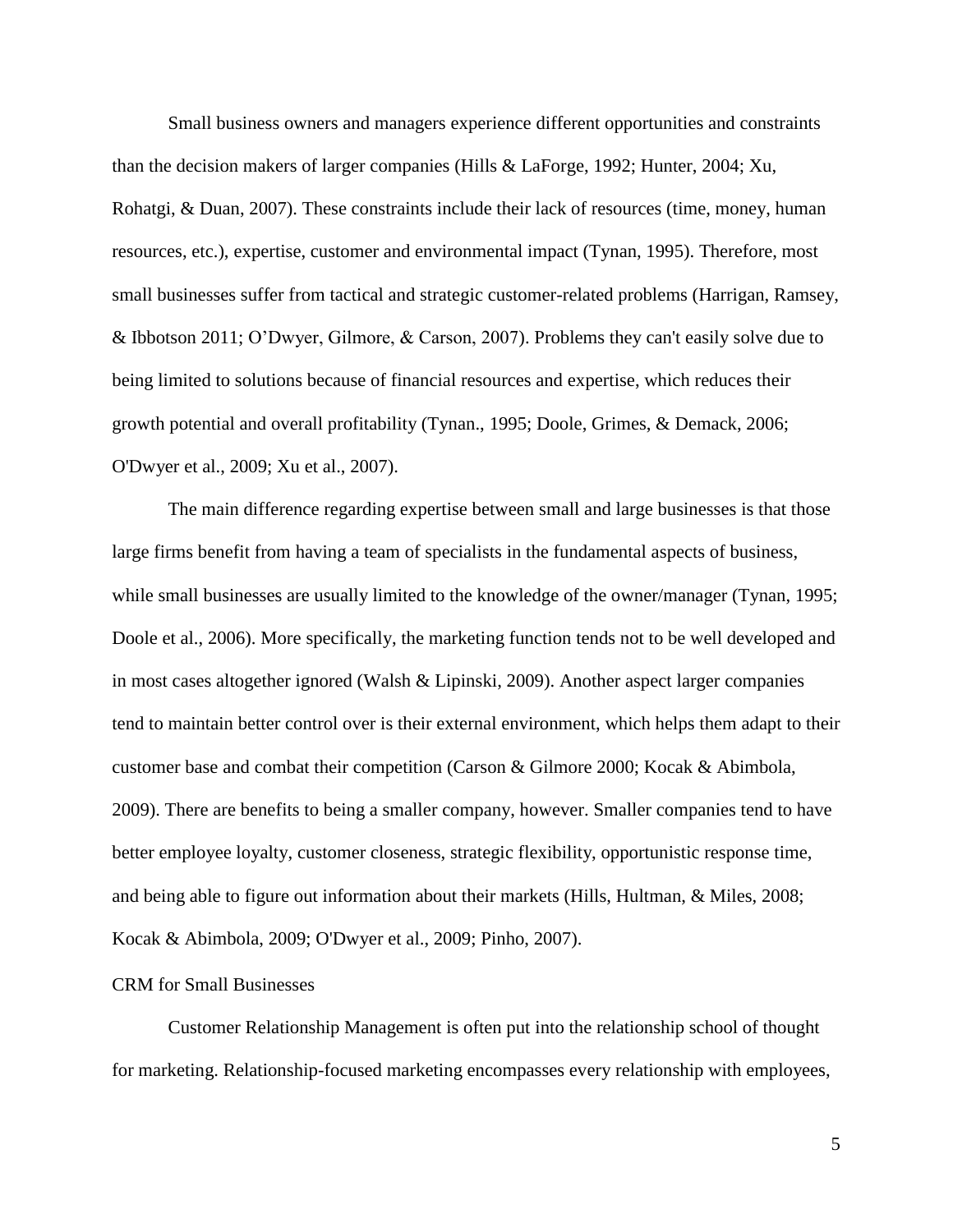Small business owners and managers experience different opportunities and constraints than the decision makers of larger companies (Hills & LaForge, 1992; Hunter, 2004; Xu, Rohatgi, & Duan, 2007). These constraints include their lack of resources (time, money, human resources, etc.), expertise, customer and environmental impact (Tynan, 1995). Therefore, most small businesses suffer from tactical and strategic customer-related problems (Harrigan, Ramsey, & Ibbotson 2011; O'Dwyer, Gilmore, & Carson, 2007). Problems they can't easily solve due to being limited to solutions because of financial resources and expertise, which reduces their growth potential and overall profitability (Tynan., 1995; Doole, Grimes, & Demack, 2006; O'Dwyer et al., 2009; Xu et al., 2007).

The main difference regarding expertise between small and large businesses is that those large firms benefit from having a team of specialists in the fundamental aspects of business, while small businesses are usually limited to the knowledge of the owner/manager (Tynan, 1995; Doole et al., 2006). More specifically, the marketing function tends not to be well developed and in most cases altogether ignored (Walsh & Lipinski, 2009). Another aspect larger companies tend to maintain better control over is their external environment, which helps them adapt to their customer base and combat their competition (Carson & Gilmore 2000; Kocak & Abimbola, 2009). There are benefits to being a smaller company, however. Smaller companies tend to have better employee loyalty, customer closeness, strategic flexibility, opportunistic response time, and being able to figure out information about their markets (Hills, Hultman, & Miles, 2008; Kocak & Abimbola, 2009; O'Dwyer et al., 2009; Pinho, 2007).

## CRM for Small Businesses

Customer Relationship Management is often put into the relationship school of thought for marketing. Relationship-focused marketing encompasses every relationship with employees,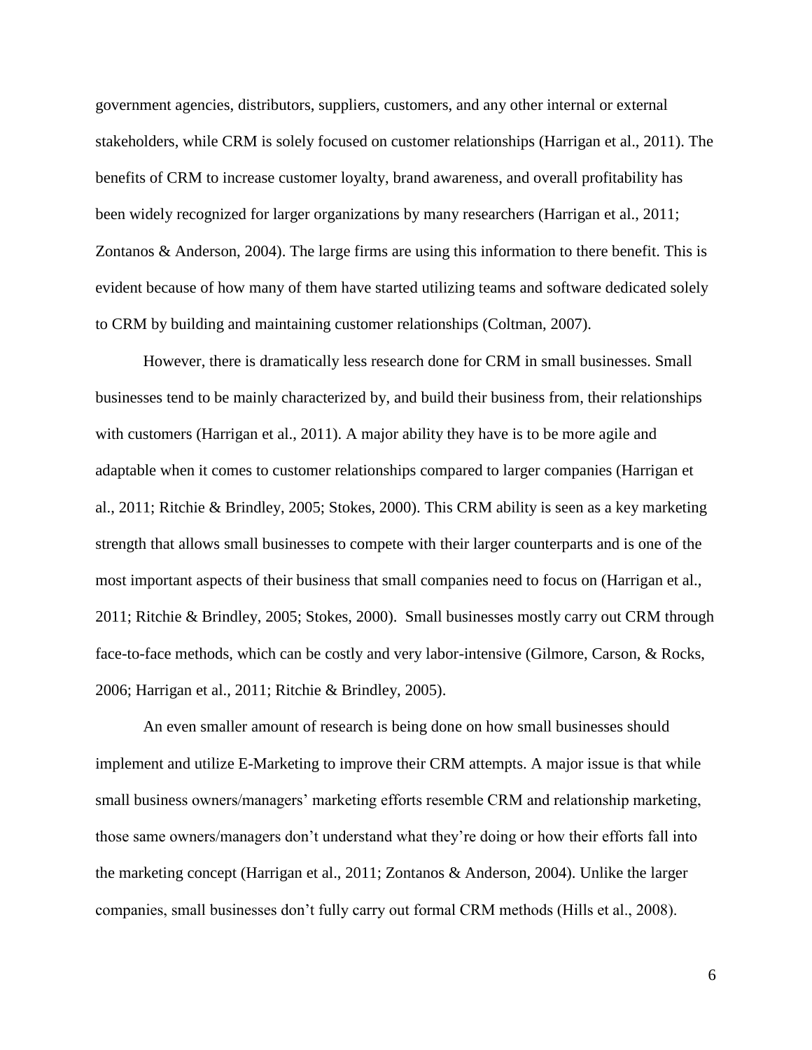government agencies, distributors, suppliers, customers, and any other internal or external stakeholders, while CRM is solely focused on customer relationships (Harrigan et al., 2011). The benefits of CRM to increase customer loyalty, brand awareness, and overall profitability has been widely recognized for larger organizations by many researchers (Harrigan et al., 2011; Zontanos & Anderson, 2004). The large firms are using this information to there benefit. This is evident because of how many of them have started utilizing teams and software dedicated solely to CRM by building and maintaining customer relationships (Coltman, 2007).

However, there is dramatically less research done for CRM in small businesses. Small businesses tend to be mainly characterized by, and build their business from, their relationships with customers (Harrigan et al., 2011). A major ability they have is to be more agile and adaptable when it comes to customer relationships compared to larger companies (Harrigan et al., 2011; Ritchie & Brindley, 2005; Stokes, 2000). This CRM ability is seen as a key marketing strength that allows small businesses to compete with their larger counterparts and is one of the most important aspects of their business that small companies need to focus on (Harrigan et al., 2011; Ritchie & Brindley, 2005; Stokes, 2000). Small businesses mostly carry out CRM through face-to-face methods, which can be costly and very labor-intensive (Gilmore, Carson, & Rocks, 2006; Harrigan et al., 2011; Ritchie & Brindley, 2005).

An even smaller amount of research is being done on how small businesses should implement and utilize E-Marketing to improve their CRM attempts. A major issue is that while small business owners/managers' marketing efforts resemble CRM and relationship marketing, those same owners/managers don't understand what they're doing or how their efforts fall into the marketing concept (Harrigan et al., 2011; Zontanos & Anderson, 2004). Unlike the larger companies, small businesses don't fully carry out formal CRM methods (Hills et al., 2008).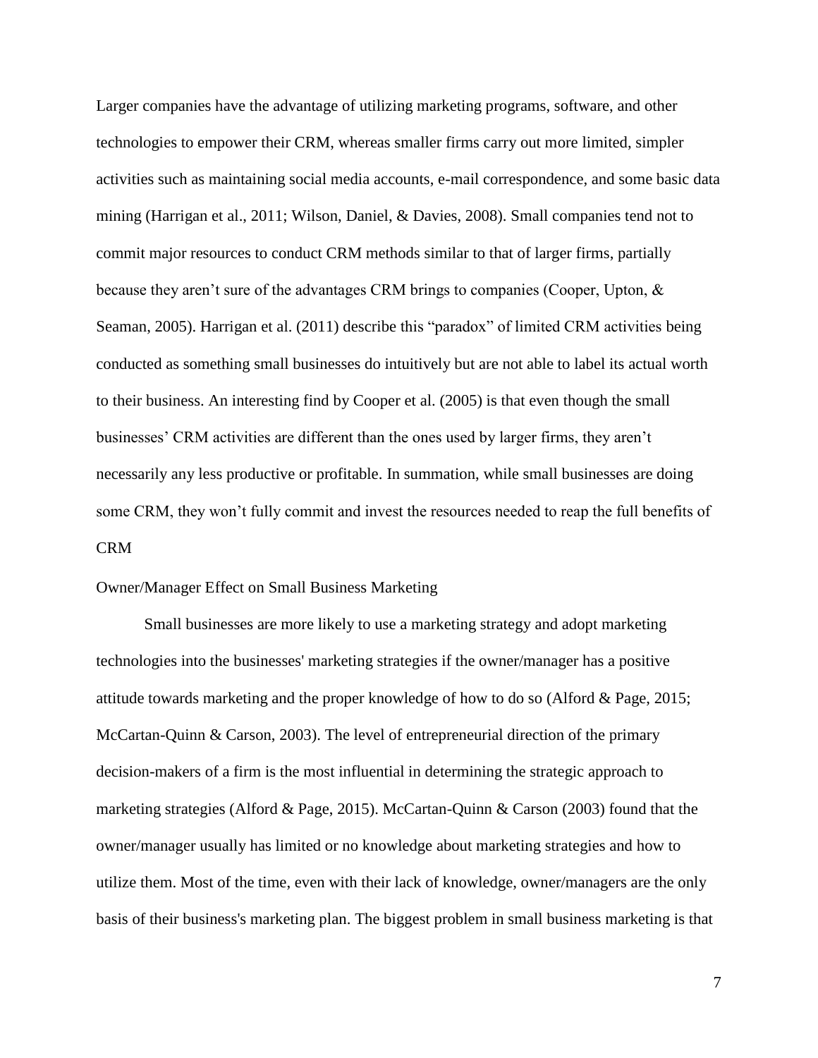Larger companies have the advantage of utilizing marketing programs, software, and other technologies to empower their CRM, whereas smaller firms carry out more limited, simpler activities such as maintaining social media accounts, e-mail correspondence, and some basic data mining (Harrigan et al., 2011; Wilson, Daniel, & Davies, 2008). Small companies tend not to commit major resources to conduct CRM methods similar to that of larger firms, partially because they aren't sure of the advantages CRM brings to companies (Cooper, Upton, & Seaman, 2005). Harrigan et al. (2011) describe this "paradox" of limited CRM activities being conducted as something small businesses do intuitively but are not able to label its actual worth to their business. An interesting find by Cooper et al. (2005) is that even though the small businesses' CRM activities are different than the ones used by larger firms, they aren't necessarily any less productive or profitable. In summation, while small businesses are doing some CRM, they won't fully commit and invest the resources needed to reap the full benefits of CRM

## Owner/Manager Effect on Small Business Marketing

Small businesses are more likely to use a marketing strategy and adopt marketing technologies into the businesses' marketing strategies if the owner/manager has a positive attitude towards marketing and the proper knowledge of how to do so (Alford & Page, 2015; McCartan-Quinn & Carson, 2003). The level of entrepreneurial direction of the primary decision-makers of a firm is the most influential in determining the strategic approach to marketing strategies (Alford & Page, 2015). McCartan-Quinn & Carson (2003) found that the owner/manager usually has limited or no knowledge about marketing strategies and how to utilize them. Most of the time, even with their lack of knowledge, owner/managers are the only basis of their business's marketing plan. The biggest problem in small business marketing is that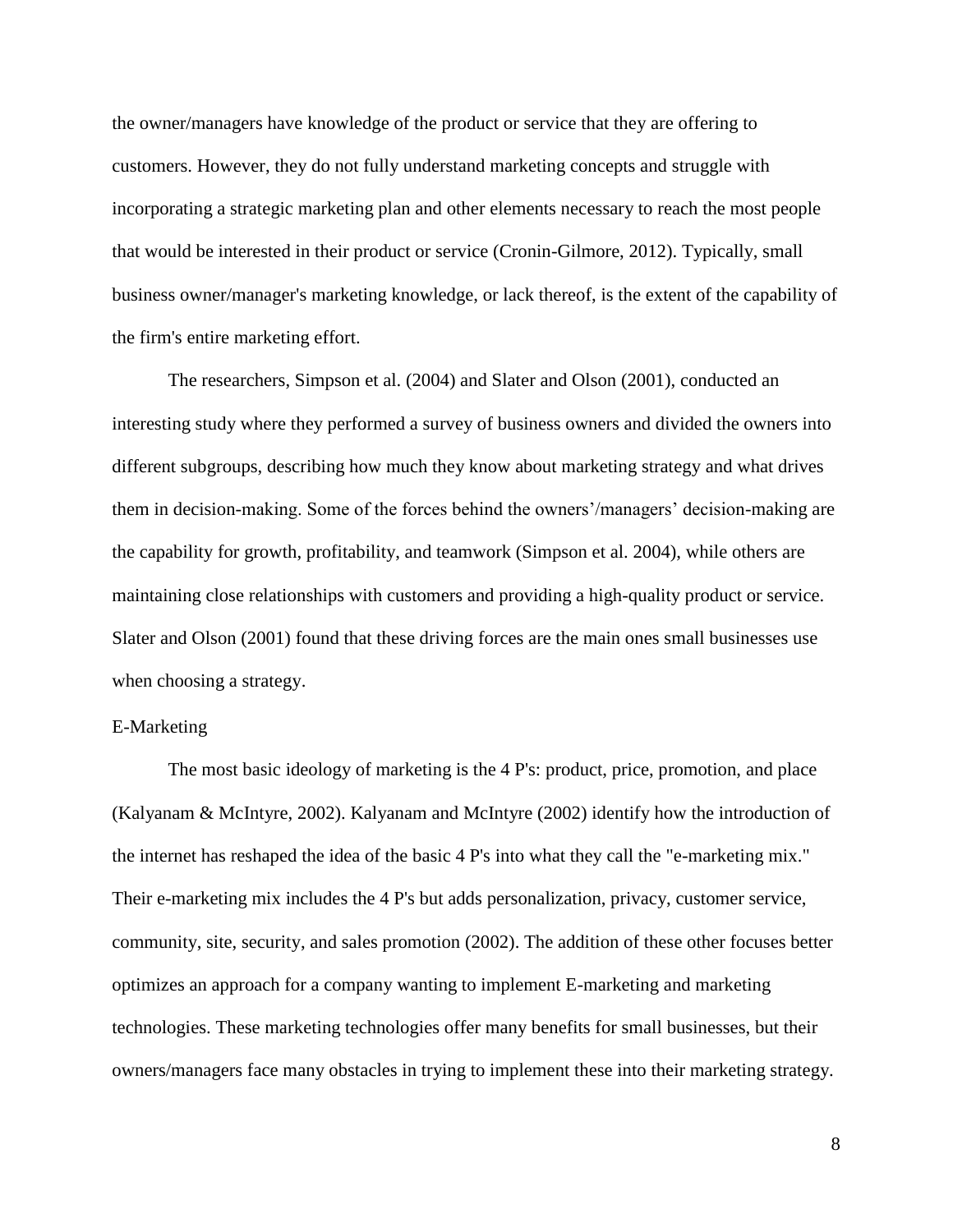the owner/managers have knowledge of the product or service that they are offering to customers. However, they do not fully understand marketing concepts and struggle with incorporating a strategic marketing plan and other elements necessary to reach the most people that would be interested in their product or service (Cronin-Gilmore, 2012). Typically, small business owner/manager's marketing knowledge, or lack thereof, is the extent of the capability of the firm's entire marketing effort.

The researchers, Simpson et al. (2004) and Slater and Olson (2001), conducted an interesting study where they performed a survey of business owners and divided the owners into different subgroups, describing how much they know about marketing strategy and what drives them in decision-making. Some of the forces behind the owners'/managers' decision-making are the capability for growth, profitability, and teamwork (Simpson et al. 2004), while others are maintaining close relationships with customers and providing a high-quality product or service. Slater and Olson (2001) found that these driving forces are the main ones small businesses use when choosing a strategy.

## E-Marketing

The most basic ideology of marketing is the 4 P's: product, price, promotion, and place (Kalyanam & McIntyre, 2002). Kalyanam and McIntyre (2002) identify how the introduction of the internet has reshaped the idea of the basic 4 P's into what they call the "e-marketing mix." Their e-marketing mix includes the 4 P's but adds personalization, privacy, customer service, community, site, security, and sales promotion (2002). The addition of these other focuses better optimizes an approach for a company wanting to implement E-marketing and marketing technologies. These marketing technologies offer many benefits for small businesses, but their owners/managers face many obstacles in trying to implement these into their marketing strategy.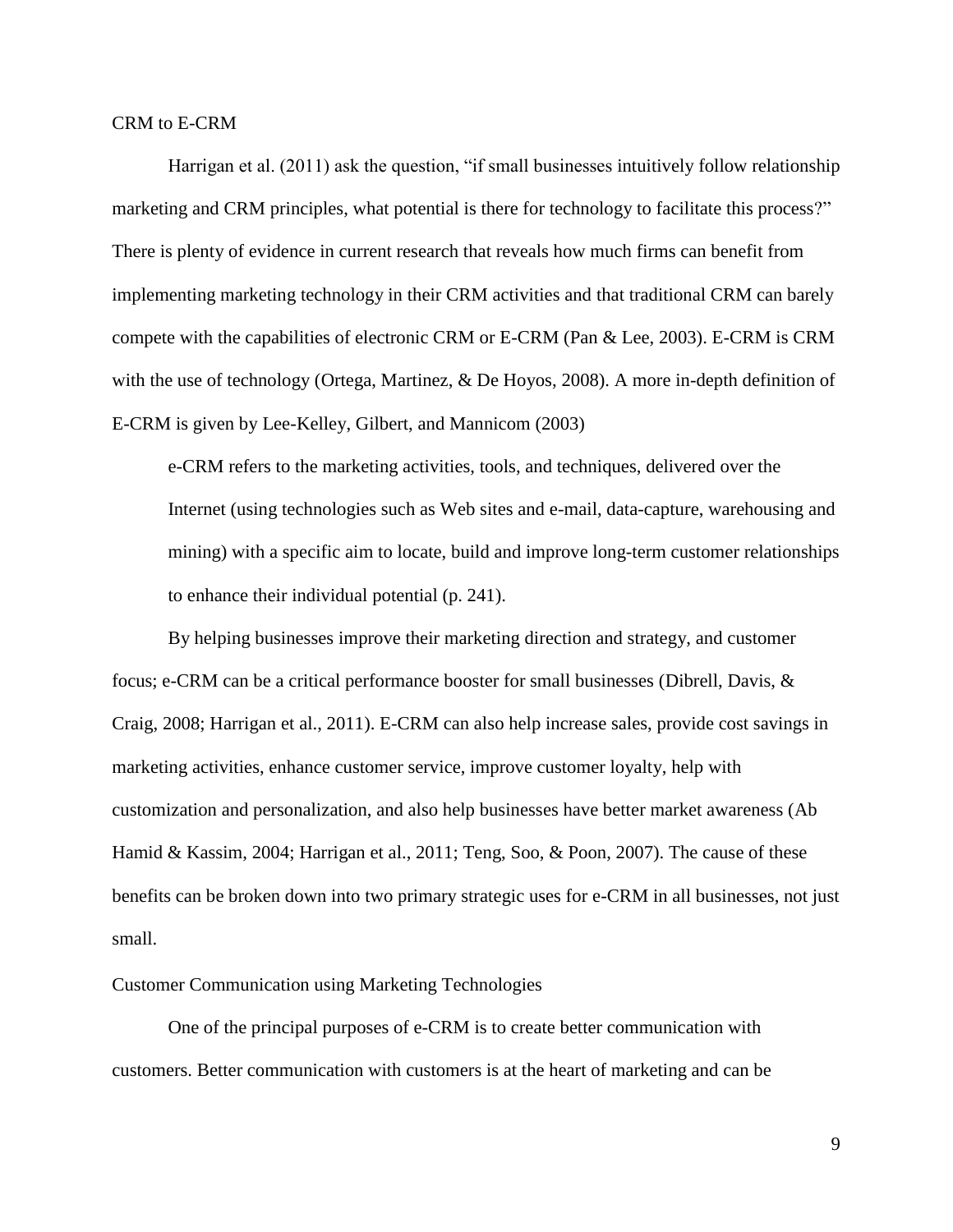## CRM to E-CRM

Harrigan et al. (2011) ask the question, "if small businesses intuitively follow relationship marketing and CRM principles, what potential is there for technology to facilitate this process?" There is plenty of evidence in current research that reveals how much firms can benefit from implementing marketing technology in their CRM activities and that traditional CRM can barely compete with the capabilities of electronic CRM or E-CRM (Pan & Lee, 2003). E-CRM is CRM with the use of technology (Ortega, Martinez, & De Hoyos, 2008). A more in-depth definition of E-CRM is given by Lee-Kelley, Gilbert, and Mannicom (2003)

> e-CRM refers to the marketing activities, tools, and techniques, delivered over the Internet (using technologies such as Web sites and e-mail, data-capture, warehousing and mining) with a specific aim to locate, build and improve long-term customer relationships to enhance their individual potential (p. 241).

By helping businesses improve their marketing direction and strategy, and customer focus; e-CRM can be a critical performance booster for small businesses (Dibrell, Davis, & Craig, 2008; Harrigan et al., 2011). E-CRM can also help increase sales, provide cost savings in marketing activities, enhance customer service, improve customer loyalty, help with customization and personalization, and also help businesses have better market awareness (Ab Hamid & Kassim, 2004; Harrigan et al., 2011; Teng, Soo, & Poon, 2007). The cause of these benefits can be broken down into two primary strategic uses for e-CRM in all businesses, not just small.

### Customer Communication using Marketing Technologies

One of the principal purposes of e-CRM is to create better communication with customers. Better communication with customers is at the heart of marketing and can be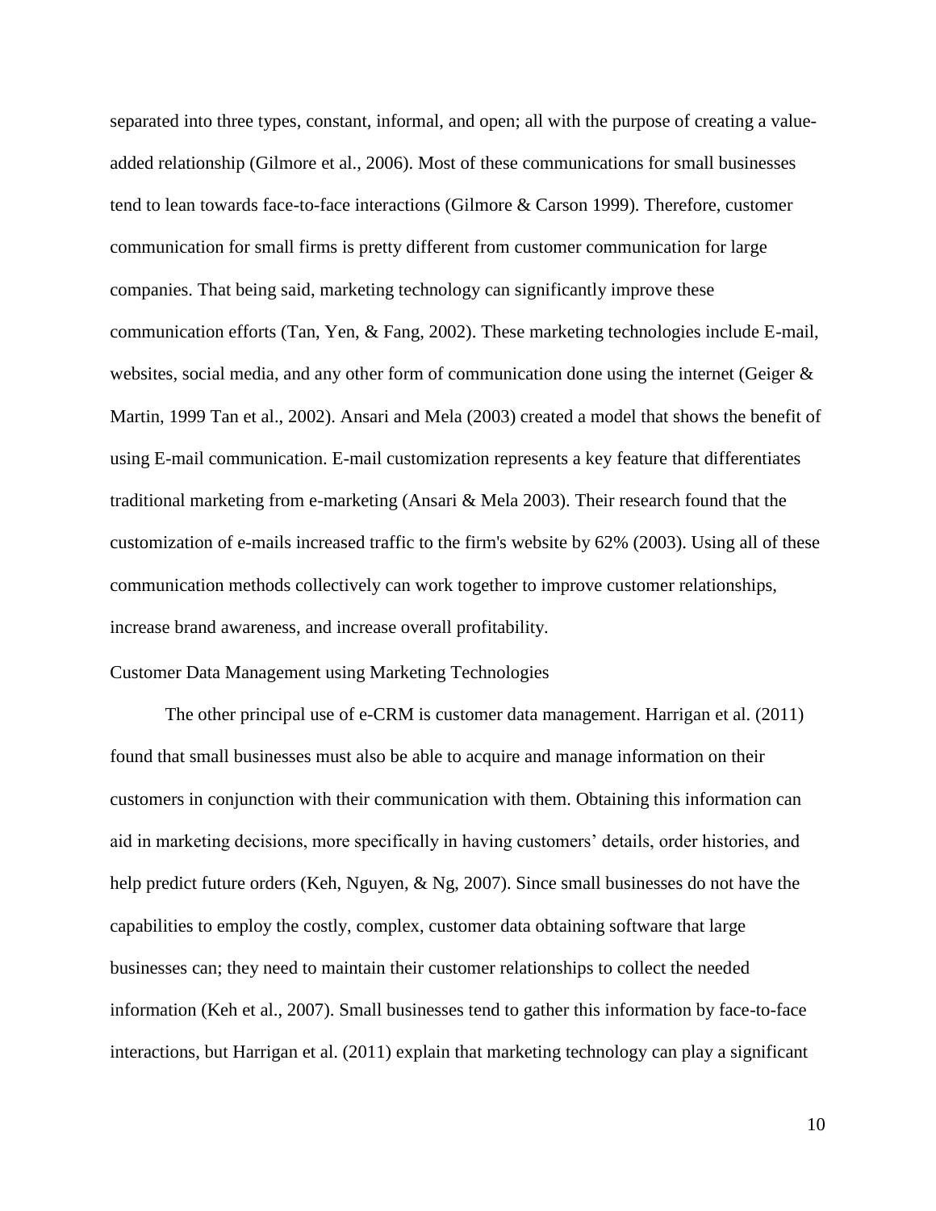separated into three types, constant, informal, and open; all with the purpose of creating a value-added relationship (Gilmore et al., 2006). Most of these communications for small businesses tend to lean towards face-to-face interactions (Gilmore & Carson 1999). Therefore, customer communication for small firms is pretty different from customer communication for large companies. That being said, marketing technology can significantly improve these communication efforts (Tan, Yen, & Fang, 2002). These marketing technologies include E-mail, websites, social media, and any other form of communication done using the internet (Geiger & Martin, 1999 Tan et al., 2002). Ansari and Mela (2003) created a model that shows the benefit of using E-mail communication. E-mail customization represents a key feature that differentiates traditional marketing from e-marketing (Ansari & Mela 2003). Their research found that the customization of e-mails increased traffic to the firm's website by 62% (2003). Using all of these communication methods collectively can work together to improve customer relationships, increase brand awareness, and increase overall profitability.

## Customer Data Management using Marketing Technologies

The other principal use of e-CRM is customer data management. Harrigan et al. (2011) found that small businesses must also be able to acquire and manage information on their customers in conjunction with their communication with them. Obtaining this information can aid in marketing decisions, more specifically in having customers' details, order histories, and help predict future orders (Keh, Nguyen, & Ng, 2007). Since small businesses do not have the capabilities to employ the costly, complex, customer data obtaining software that large businesses can; they need to maintain their customer relationships to collect the needed information (Keh et al., 2007). Small businesses tend to gather this information by face-to-face interactions, but Harrigan et al. (2011) explain that marketing technology can play a significant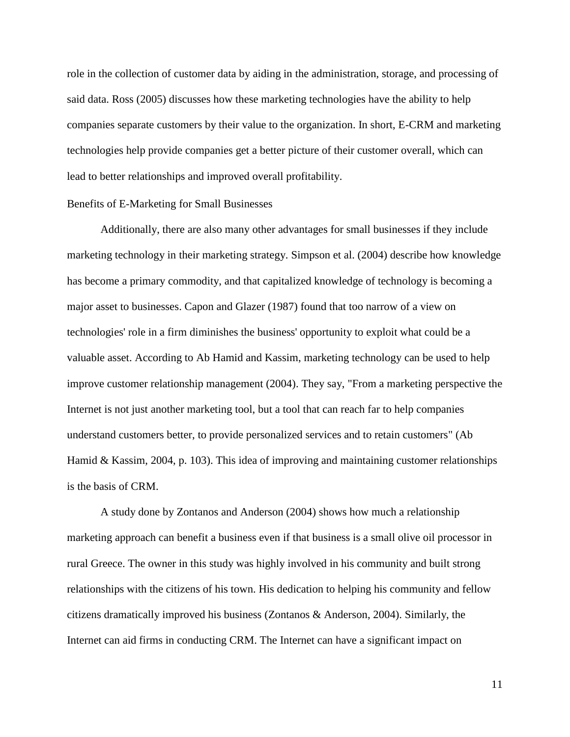role in the collection of customer data by aiding in the administration, storage, and processing of said data. Ross (2005) discusses how these marketing technologies have the ability to help companies separate customers by their value to the organization. In short, E-CRM and marketing technologies help provide companies get a better picture of their customer overall, which can lead to better relationships and improved overall profitability.

## Benefits of E-Marketing for Small Businesses

Additionally, there are also many other advantages for small businesses if they include marketing technology in their marketing strategy. Simpson et al. (2004) describe how knowledge has become a primary commodity, and that capitalized knowledge of technology is becoming a major asset to businesses. Capon and Glazer (1987) found that too narrow of a view on technologies' role in a firm diminishes the business' opportunity to exploit what could be a valuable asset. According to Ab Hamid and Kassim, marketing technology can be used to help improve customer relationship management (2004). They say, "From a marketing perspective the Internet is not just another marketing tool, but a tool that can reach far to help companies understand customers better, to provide personalized services and to retain customers" (Ab Hamid & Kassim, 2004, p. 103). This idea of improving and maintaining customer relationships is the basis of CRM.

A study done by Zontanos and Anderson (2004) shows how much a relationship marketing approach can benefit a business even if that business is a small olive oil processor in rural Greece. The owner in this study was highly involved in his community and built strong relationships with the citizens of his town. His dedication to helping his community and fellow citizens dramatically improved his business (Zontanos & Anderson, 2004). Similarly, the Internet can aid firms in conducting CRM. The Internet can have a significant impact on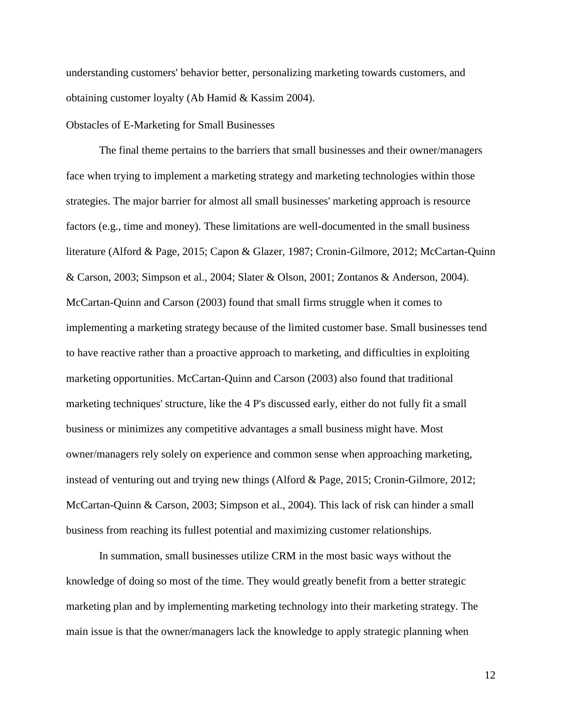understanding customers' behavior better, personalizing marketing towards customers, and obtaining customer loyalty (Ab Hamid & Kassim 2004).

## Obstacles of E-Marketing for Small Businesses

The final theme pertains to the barriers that small businesses and their owner/managers face when trying to implement a marketing strategy and marketing technologies within those strategies. The major barrier for almost all small businesses' marketing approach is resource factors (e.g., time and money). These limitations are well-documented in the small business literature (Alford & Page, 2015; Capon & Glazer, 1987; Cronin-Gilmore, 2012; McCartan-Quinn & Carson, 2003; Simpson et al., 2004; Slater & Olson, 2001; Zontanos & Anderson, 2004). McCartan-Quinn and Carson (2003) found that small firms struggle when it comes to implementing a marketing strategy because of the limited customer base. Small businesses tend to have reactive rather than a proactive approach to marketing, and difficulties in exploiting marketing opportunities. McCartan-Quinn and Carson (2003) also found that traditional marketing techniques' structure, like the 4 P's discussed early, either do not fully fit a small business or minimizes any competitive advantages a small business might have. Most owner/managers rely solely on experience and common sense when approaching marketing, instead of venturing out and trying new things (Alford & Page, 2015; Cronin-Gilmore, 2012; McCartan-Quinn & Carson, 2003; Simpson et al., 2004). This lack of risk can hinder a small business from reaching its fullest potential and maximizing customer relationships.

In summation, small businesses utilize CRM in the most basic ways without the knowledge of doing so most of the time. They would greatly benefit from a better strategic marketing plan and by implementing marketing technology into their marketing strategy. The main issue is that the owner/managers lack the knowledge to apply strategic planning when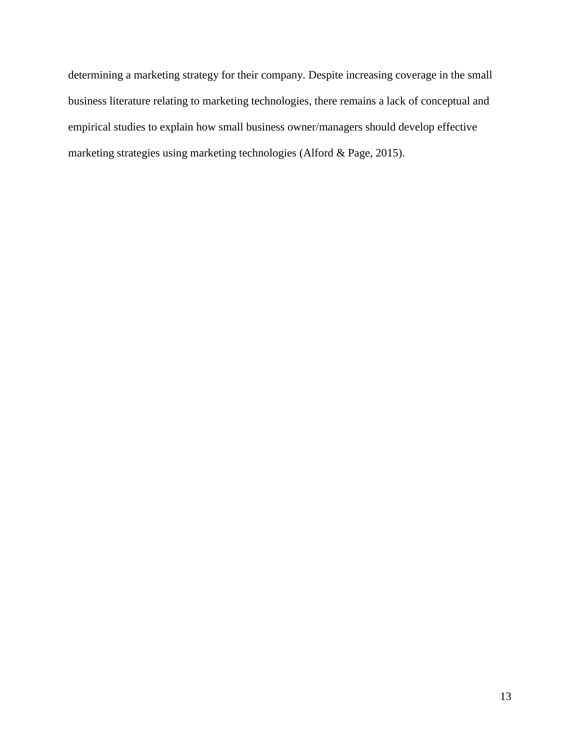determining a marketing strategy for their company. Despite increasing coverage in the small business literature relating to marketing technologies, there remains a lack of conceptual and empirical studies to explain how small business owner/managers should develop effective marketing strategies using marketing technologies (Alford & Page, 2015).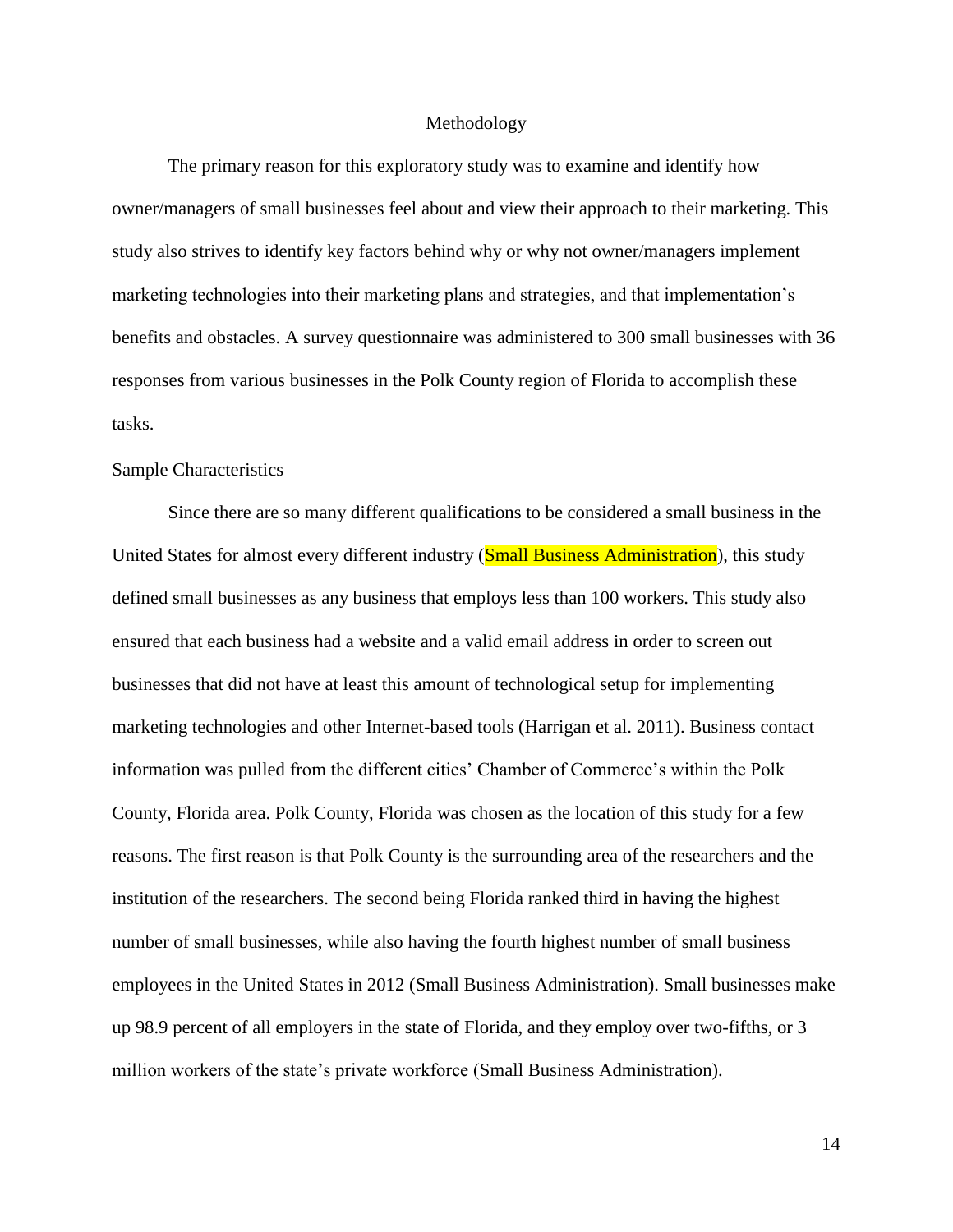# Methodology

The primary reason for this exploratory study was to examine and identify how owner/managers of small businesses feel about and view their approach to their marketing. This study also strives to identify key factors behind why or why not owner/managers implement marketing technologies into their marketing plans and strategies, and that implementation's benefits and obstacles. A survey questionnaire was administered to 300 small businesses with 36 responses from various businesses in the Polk County region of Florida to accomplish these tasks.

## Sample Characteristics

Since there are so many different qualifications to be considered a small business in the United States for almost every different industry (Small Business Administration), this study defined small businesses as any business that employs less than 100 workers. This study also ensured that each business had a website and a valid email address in order to screen out businesses that did not have at least this amount of technological setup for implementing marketing technologies and other Internet-based tools (Harrigan et al. 2011). Business contact information was pulled from the different cities' Chamber of Commerce's within the Polk County, Florida area. Polk County, Florida was chosen as the location of this study for a few reasons. The first reason is that Polk County is the surrounding area of the researchers and the institution of the researchers. The second being Florida ranked third in having the highest number of small businesses, while also having the fourth highest number of small business employees in the United States in 2012 (Small Business Administration). Small businesses make up 98.9 percent of all employers in the state of Florida, and they employ over two-fifths, or 3 million workers of the state's private workforce (Small Business Administration).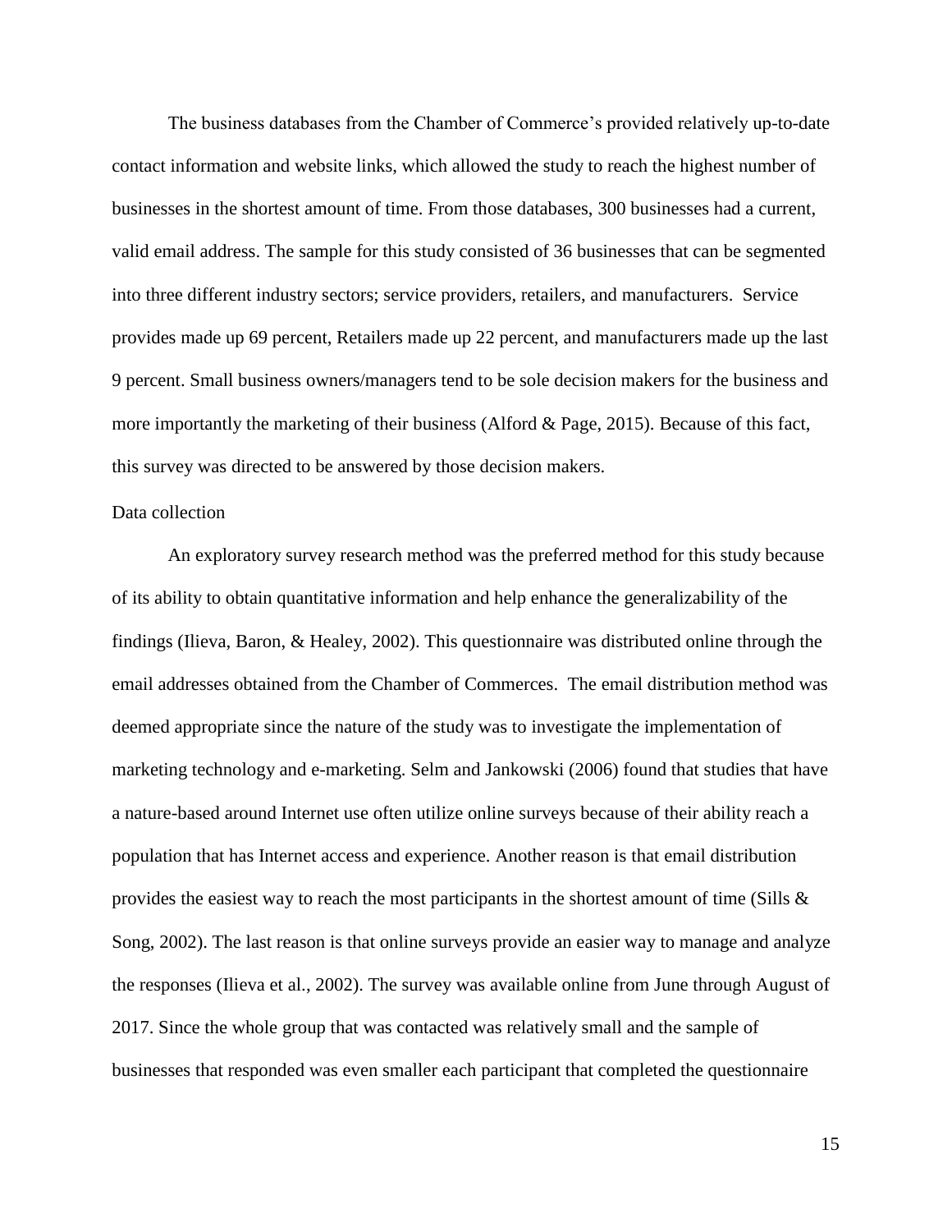The business databases from the Chamber of Commerce's provided relatively up-to-date contact information and website links, which allowed the study to reach the highest number of businesses in the shortest amount of time. From those databases, 300 businesses had a current, valid email address. The sample for this study consisted of 36 businesses that can be segmented into three different industry sectors; service providers, retailers, and manufacturers. Service provides made up 69 percent, Retailers made up 22 percent, and manufacturers made up the last 9 percent. Small business owners/managers tend to be sole decision makers for the business and more importantly the marketing of their business (Alford & Page, 2015). Because of this fact, this survey was directed to be answered by those decision makers.

Data collection

An exploratory survey research method was the preferred method for this study because of its ability to obtain quantitative information and help enhance the generalizability of the findings (Ilieva, Baron, & Healey, 2002). This questionnaire was distributed online through the email addresses obtained from the Chamber of Commerces. The email distribution method was deemed appropriate since the nature of the study was to investigate the implementation of marketing technology and e-marketing. Selm and Jankowski (2006) found that studies that have a nature-based around Internet use often utilize online surveys because of their ability reach a population that has Internet access and experience. Another reason is that email distribution provides the easiest way to reach the most participants in the shortest amount of time (Sills & Song, 2002). The last reason is that online surveys provide an easier way to manage and analyze the responses (Ilieva et al., 2002). The survey was available online from June through August of 2017. Since the whole group that was contacted was relatively small and the sample of businesses that responded was even smaller each participant that completed the questionnaire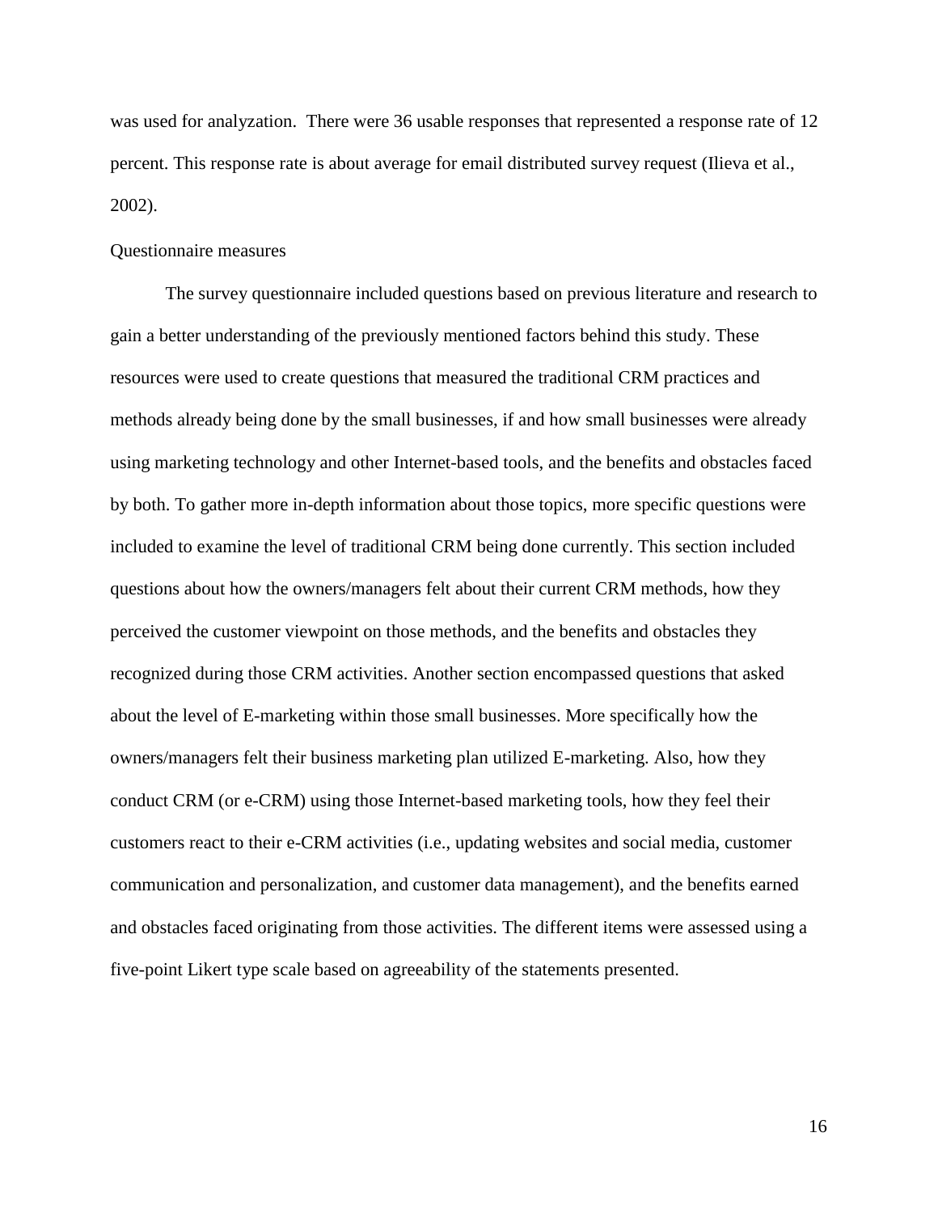was used for analyzation. There were 36 usable responses that represented a response rate of 12 percent. This response rate is about average for email distributed survey request (Ilieva et al., 2002).

Questionnaire measures

The survey questionnaire included questions based on previous literature and research to gain a better understanding of the previously mentioned factors behind this study. These resources were used to create questions that measured the traditional CRM practices and methods already being done by the small businesses, if and how small businesses were already using marketing technology and other Internet-based tools, and the benefits and obstacles faced by both. To gather more in-depth information about those topics, more specific questions were included to examine the level of traditional CRM being done currently. This section included questions about how the owners/managers felt about their current CRM methods, how they perceived the customer viewpoint on those methods, and the benefits and obstacles they recognized during those CRM activities. Another section encompassed questions that asked about the level of E-marketing within those small businesses. More specifically how the owners/managers felt their business marketing plan utilized E-marketing. Also, how they conduct CRM (or e-CRM) using those Internet-based marketing tools, how they feel their customers react to their e-CRM activities (i.e., updating websites and social media, customer communication and personalization, and customer data management), and the benefits earned and obstacles faced originating from those activities. The different items were assessed using a five-point Likert type scale based on agreeability of the statements presented.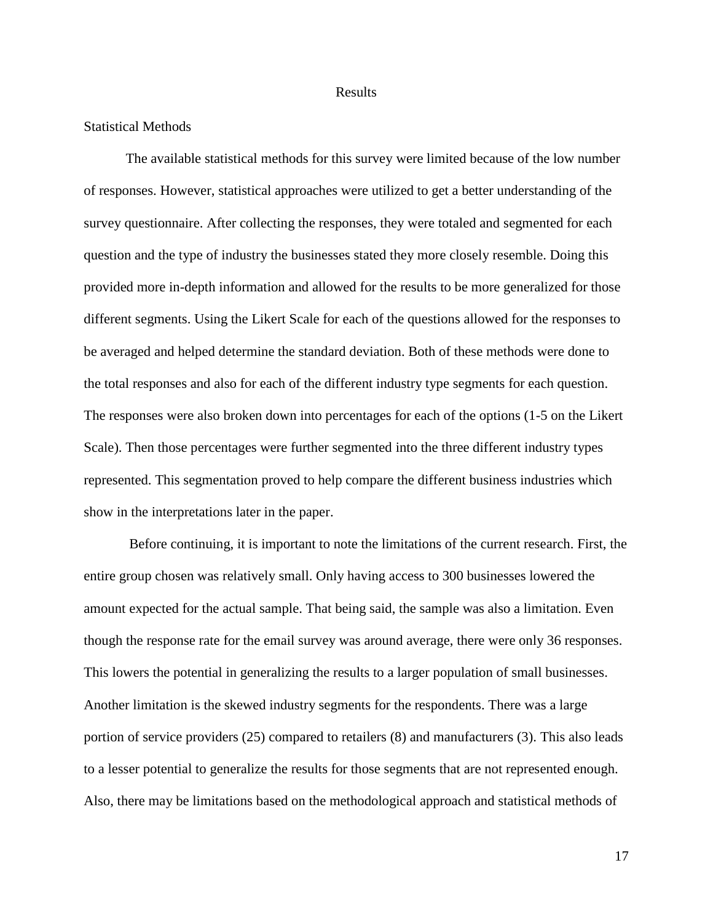# Results

## Statistical Methods

The available statistical methods for this survey were limited because of the low number of responses. However, statistical approaches were utilized to get a better understanding of the survey questionnaire. After collecting the responses, they were totaled and segmented for each question and the type of industry the businesses stated they more closely resemble. Doing this provided more in-depth information and allowed for the results to be more generalized for those different segments. Using the Likert Scale for each of the questions allowed for the responses to be averaged and helped determine the standard deviation. Both of these methods were done to the total responses and also for each of the different industry type segments for each question. The responses were also broken down into percentages for each of the options (1-5 on the Likert Scale). Then those percentages were further segmented into the three different industry types represented. This segmentation proved to help compare the different business industries which show in the interpretations later in the paper.

Before continuing, it is important to note the limitations of the current research. First, the entire group chosen was relatively small. Only having access to 300 businesses lowered the amount expected for the actual sample. That being said, the sample was also a limitation. Even though the response rate for the email survey was around average, there were only 36 responses. This lowers the potential in generalizing the results to a larger population of small businesses. Another limitation is the skewed industry segments for the respondents. There was a large portion of service providers (25) compared to retailers (8) and manufacturers (3). This also leads to a lesser potential to generalize the results for those segments that are not represented enough. Also, there may be limitations based on the methodological approach and statistical methods of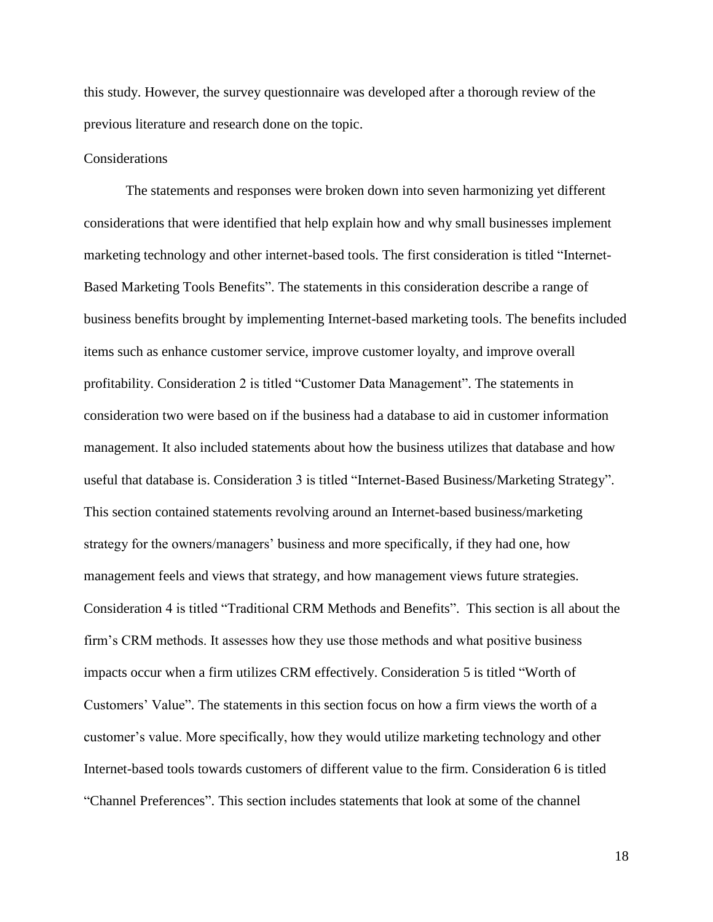this study. However, the survey questionnaire was developed after a thorough review of the previous literature and research done on the topic.

### Considerations

The statements and responses were broken down into seven harmonizing yet different considerations that were identified that help explain how and why small businesses implement marketing technology and other internet-based tools. The first consideration is titled “Internet-Based Marketing Tools Benefits”. The statements in this consideration describe a range of business benefits brought by implementing Internet-based marketing tools. The benefits included items such as enhance customer service, improve customer loyalty, and improve overall profitability. Consideration 2 is titled “Customer Data Management”. The statements in consideration two were based on if the business had a database to aid in customer information management. It also included statements about how the business utilizes that database and how useful that database is. Consideration 3 is titled “Internet-Based Business/Marketing Strategy”. This section contained statements revolving around an Internet-based business/marketing strategy for the owners/managers’ business and more specifically, if they had one, how management feels and views that strategy, and how management views future strategies. Consideration 4 is titled “Traditional CRM Methods and Benefits”. This section is all about the firm’s CRM methods. It assesses how they use those methods and what positive business impacts occur when a firm utilizes CRM effectively. Consideration 5 is titled “Worth of Customers’ Value”. The statements in this section focus on how a firm views the worth of a customer’s value. More specifically, how they would utilize marketing technology and other Internet-based tools towards customers of different value to the firm. Consideration 6 is titled “Channel Preferences”. This section includes statements that look at some of the channel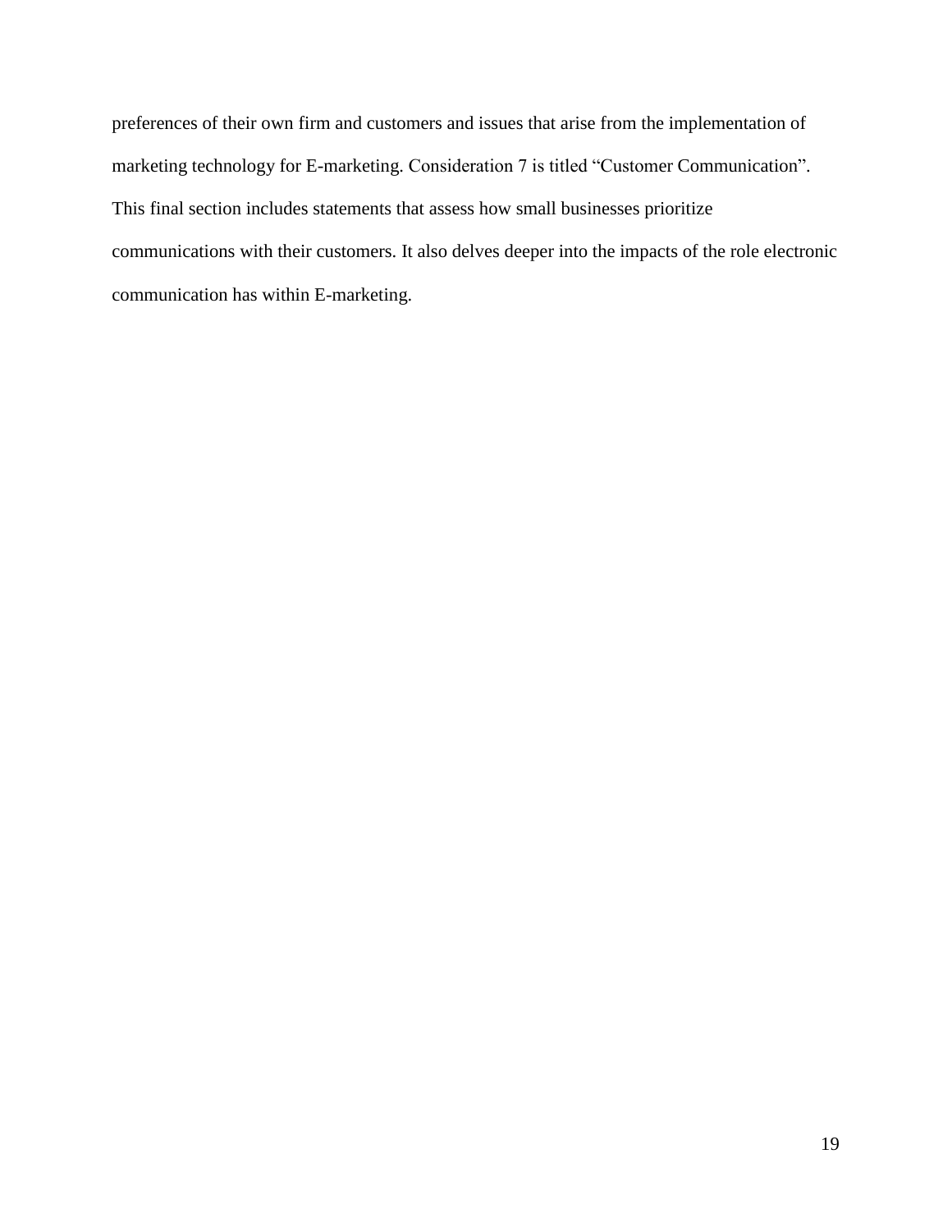preferences of their own firm and customers and issues that arise from the implementation of marketing technology for E-marketing. Consideration 7 is titled “Customer Communication”. This final section includes statements that assess how small businesses prioritize communications with their customers. It also delves deeper into the impacts of the role electronic communication has within E-marketing.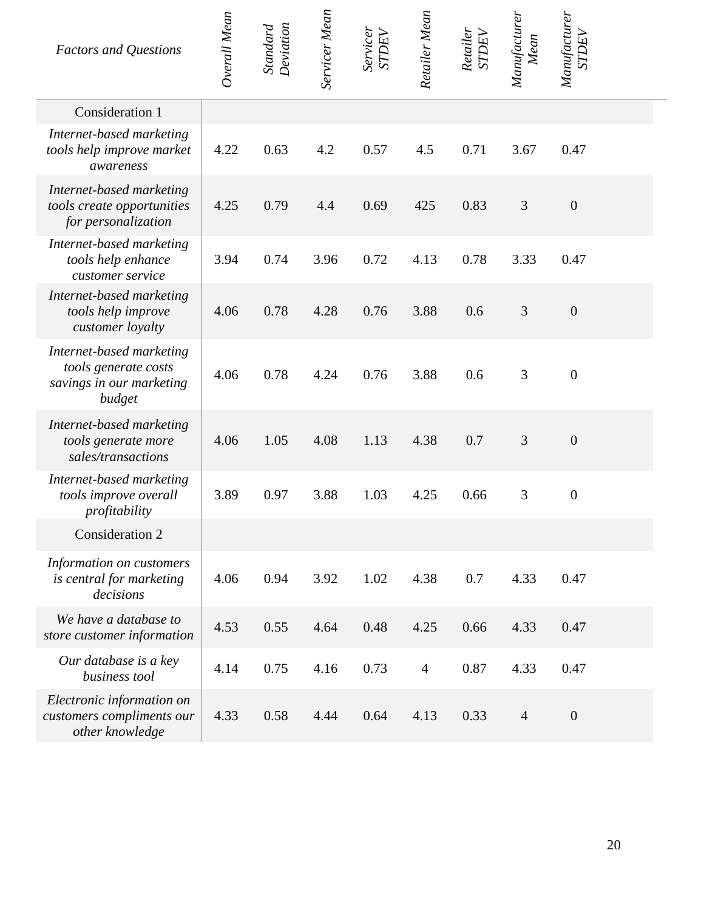| *Factors and Questions* | *Overall Mean* | *Standard Deviation* | *Servicer Mean* | *Servicer STDEV* | *Retailer Mean* | *Retailer STDEV* | *Manufacturer Mean* | *Manufacturer STDEV* |
|---|---|---|---|---|---|---|---|---|
| Consideration 1 | | | | | | | | |
| *Internet-based marketing tools help improve market awareness* | 4.22 | 0.63 | 4.2 | 0.57 | 4.5 | 0.71 | 3.67 | 0.47 |
| *Internet-based marketing tools create opportunities for personalization* | 4.25 | 0.79 | 4.4 | 0.69 | 425 | 0.83 | 3 | 0 |
| *Internet-based marketing tools help enhance customer service* | 3.94 | 0.74 | 3.96 | 0.72 | 4.13 | 0.78 | 3.33 | 0.47 |
| *Internet-based marketing tools help improve customer loyalty* | 4.06 | 0.78 | 4.28 | 0.76 | 3.88 | 0.6 | 3 | 0 |
| *Internet-based marketing tools generate costs savings in our marketing budget* | 4.06 | 0.78 | 4.24 | 0.76 | 3.88 | 0.6 | 3 | 0 |
| *Internet-based marketing tools generate more sales/transactions* | 4.06 | 1.05 | 4.08 | 1.13 | 4.38 | 0.7 | 3 | 0 |
| *Internet-based marketing tools improve overall profitability* | 3.89 | 0.97 | 3.88 | 1.03 | 4.25 | 0.66 | 3 | 0 |
| Consideration 2 | | | | | | | | |
| *Information on customers is central for marketing decisions* | 4.06 | 0.94 | 3.92 | 1.02 | 4.38 | 0.7 | 4.33 | 0.47 |
| *We have a database to store customer information* | 4.53 | 0.55 | 4.64 | 0.48 | 4.25 | 0.66 | 4.33 | 0.47 |
| *Our database is a key business tool* | 4.14 | 0.75 | 4.16 | 0.73 | 4 | 0.87 | 4.33 | 0.47 |
| *Electronic information on customers compliments our other knowledge* | 4.33 | 0.58 | 4.44 | 0.64 | 4.13 | 0.33 | 4 | 0 |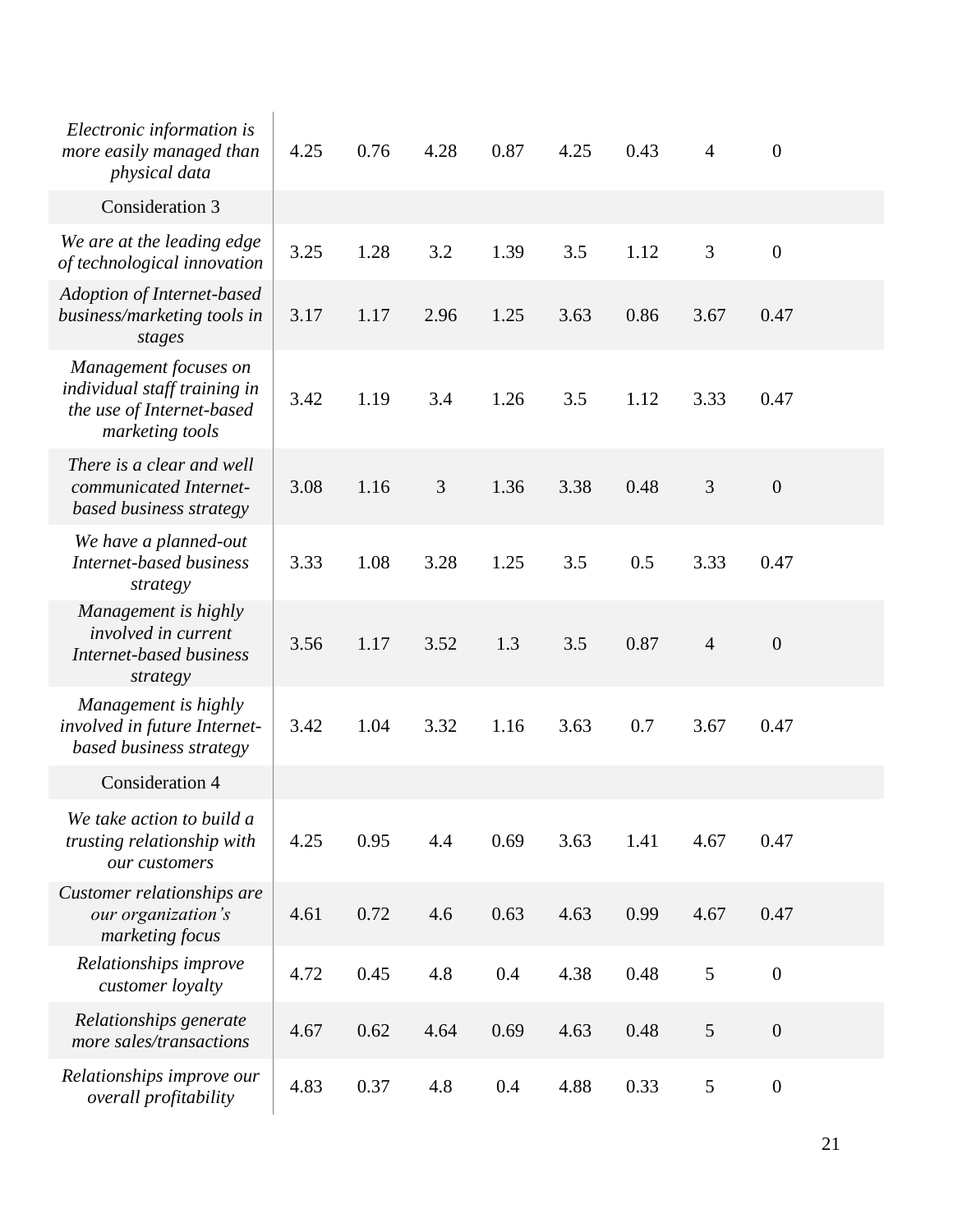| | | | | | | | | |
|---|---|---|---|---|---|---|---|---|
| *Electronic information is more easily managed than physical data* | 4.25 | 0.76 | 4.28 | 0.87 | 4.25 | 0.43 | 4 | 0 |
| Consideration 3 | | | | | | | | |
| *We are at the leading edge of technological innovation* | 3.25 | 1.28 | 3.2 | 1.39 | 3.5 | 1.12 | 3 | 0 |
| *Adoption of Internet-based business/marketing tools in stages* | 3.17 | 1.17 | 2.96 | 1.25 | 3.63 | 0.86 | 3.67 | 0.47 |
| *Management focuses on individual staff training in the use of Internet-based marketing tools* | 3.42 | 1.19 | 3.4 | 1.26 | 3.5 | 1.12 | 3.33 | 0.47 |
| *There is a clear and well communicated Internet-based business strategy* | 3.08 | 1.16 | 3 | 1.36 | 3.38 | 0.48 | 3 | 0 |
| *We have a planned-out Internet-based business strategy* | 3.33 | 1.08 | 3.28 | 1.25 | 3.5 | 0.5 | 3.33 | 0.47 |
| *Management is highly involved in current Internet-based business strategy* | 3.56 | 1.17 | 3.52 | 1.3 | 3.5 | 0.87 | 4 | 0 |
| *Management is highly involved in future Internet-based business strategy* | 3.42 | 1.04 | 3.32 | 1.16 | 3.63 | 0.7 | 3.67 | 0.47 |
| Consideration 4 | | | | | | | | |
| *We take action to build a trusting relationship with our customers* | 4.25 | 0.95 | 4.4 | 0.69 | 3.63 | 1.41 | 4.67 | 0.47 |
| *Customer relationships are our organization's marketing focus* | 4.61 | 0.72 | 4.6 | 0.63 | 4.63 | 0.99 | 4.67 | 0.47 |
| *Relationships improve customer loyalty* | 4.72 | 0.45 | 4.8 | 0.4 | 4.38 | 0.48 | 5 | 0 |
| *Relationships generate more sales/transactions* | 4.67 | 0.62 | 4.64 | 0.69 | 4.63 | 0.48 | 5 | 0 |
| *Relationships improve our overall profitability* | 4.83 | 0.37 | 4.8 | 0.4 | 4.88 | 0.33 | 5 | 0 |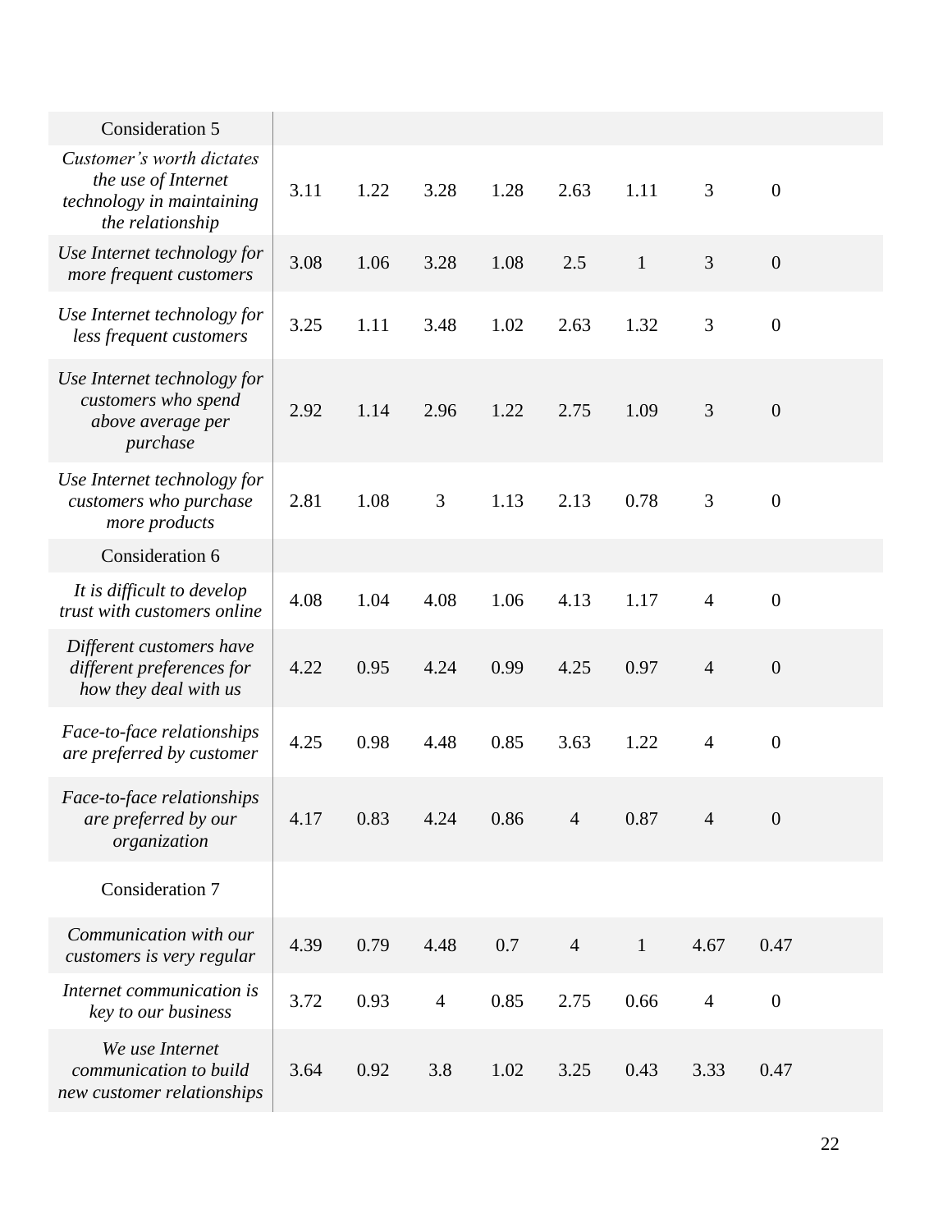| | | | | | | | | |
|---|---|---|---|---|---|---|---|---|
| Consideration 5 | | | | | | | | |
| *Customer's worth dictates the use of Internet technology in maintaining the relationship* | 3.11 | 1.22 | 3.28 | 1.28 | 2.63 | 1.11 | 3 | 0 |
| *Use Internet technology for more frequent customers* | 3.08 | 1.06 | 3.28 | 1.08 | 2.5 | 1 | 3 | 0 |
| *Use Internet technology for less frequent customers* | 3.25 | 1.11 | 3.48 | 1.02 | 2.63 | 1.32 | 3 | 0 |
| *Use Internet technology for customers who spend above average per purchase* | 2.92 | 1.14 | 2.96 | 1.22 | 2.75 | 1.09 | 3 | 0 |
| *Use Internet technology for customers who purchase more products* | 2.81 | 1.08 | 3 | 1.13 | 2.13 | 0.78 | 3 | 0 |
| Consideration 6 | | | | | | | | |
| *It is difficult to develop trust with customers online* | 4.08 | 1.04 | 4.08 | 1.06 | 4.13 | 1.17 | 4 | 0 |
| *Different customers have different preferences for how they deal with us* | 4.22 | 0.95 | 4.24 | 0.99 | 4.25 | 0.97 | 4 | 0 |
| *Face-to-face relationships are preferred by customer* | 4.25 | 0.98 | 4.48 | 0.85 | 3.63 | 1.22 | 4 | 0 |
| *Face-to-face relationships are preferred by our organization* | 4.17 | 0.83 | 4.24 | 0.86 | 4 | 0.87 | 4 | 0 |
| Consideration 7 | | | | | | | | |
| *Communication with our customers is very regular* | 4.39 | 0.79 | 4.48 | 0.7 | 4 | 1 | 4.67 | 0.47 |
| *Internet communication is key to our business* | 3.72 | 0.93 | 4 | 0.85 | 2.75 | 0.66 | 4 | 0 |
| *We use Internet communication to build new customer relationships* | 3.64 | 0.92 | 3.8 | 1.02 | 3.25 | 0.43 | 3.33 | 0.47 |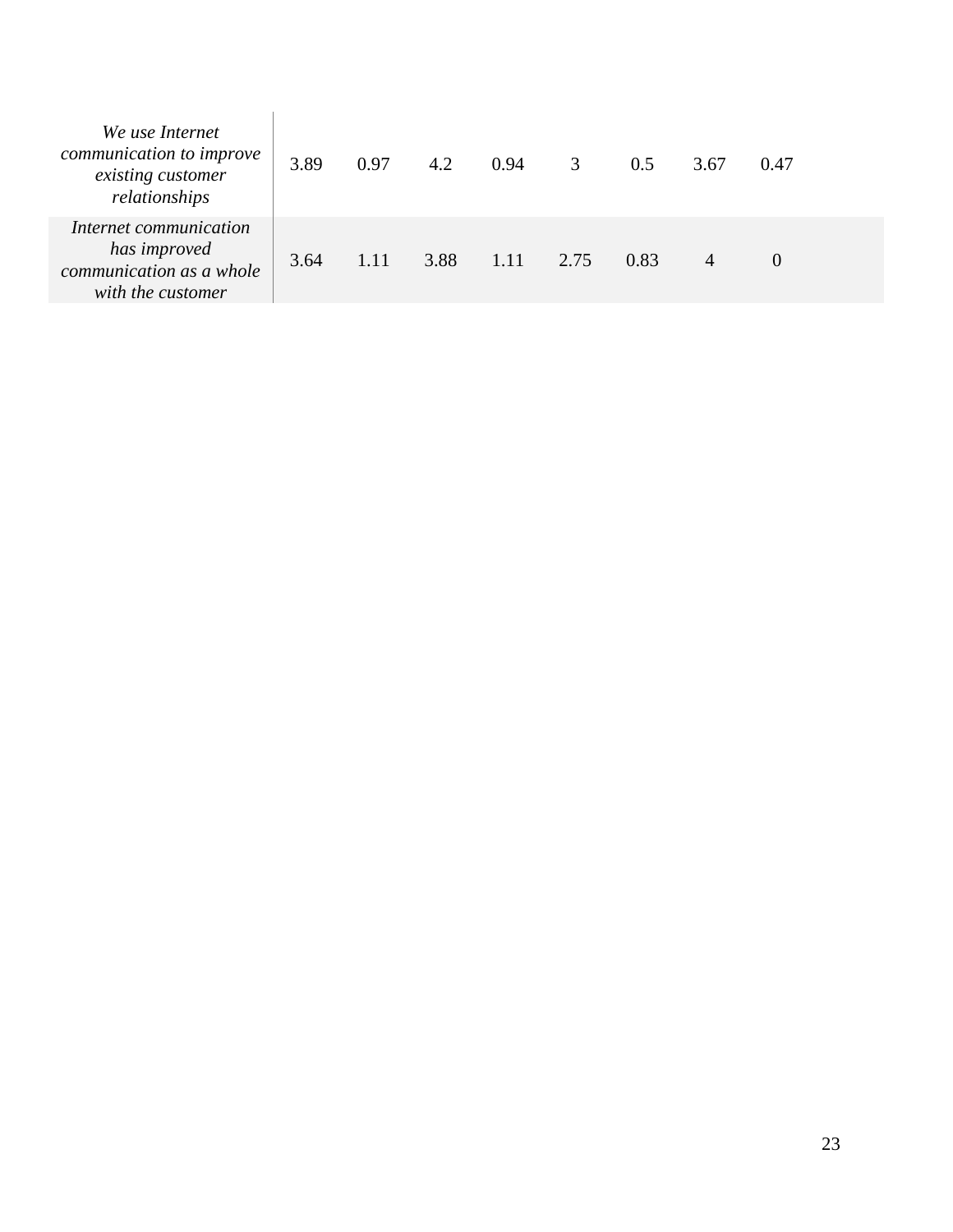| | | | | | | | | |
|---|---|---|---|---|---|---|---|---|
| *We use Internet communication to improve existing customer relationships* | 3.89 | 0.97 | 4.2 | 0.94 | 3 | 0.5 | 3.67 | 0.47 |
| *Internet communication has improved communication as a whole with the customer* | 3.64 | 1.11 | 3.88 | 1.11 | 2.75 | 0.83 | 4 | 0 |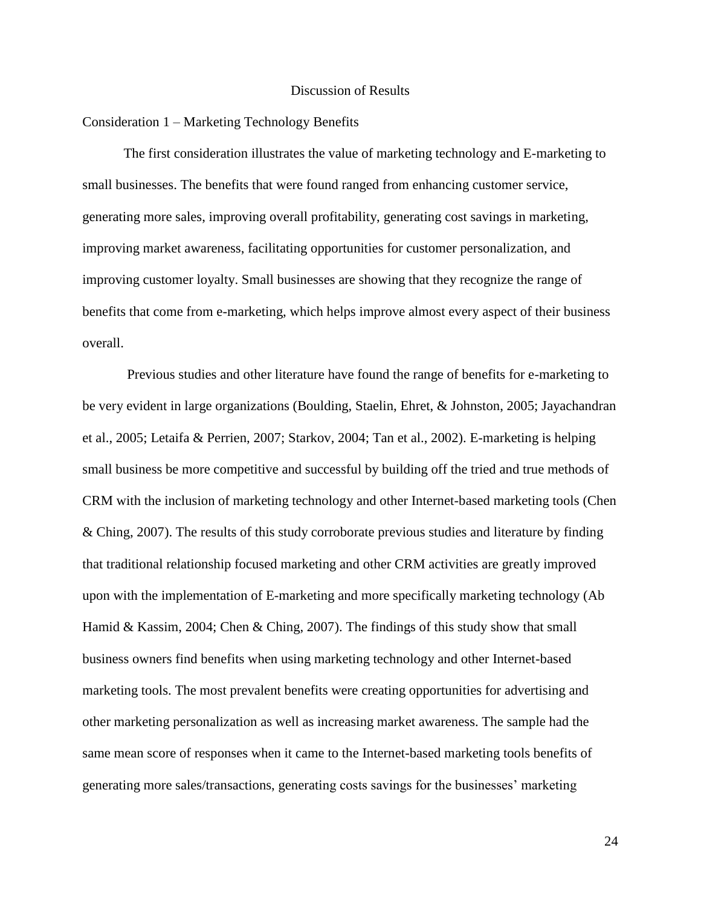## Discussion of Results

### Consideration 1 – Marketing Technology Benefits

The first consideration illustrates the value of marketing technology and E-marketing to small businesses. The benefits that were found ranged from enhancing customer service, generating more sales, improving overall profitability, generating cost savings in marketing, improving market awareness, facilitating opportunities for customer personalization, and improving customer loyalty. Small businesses are showing that they recognize the range of benefits that come from e-marketing, which helps improve almost every aspect of their business overall.

Previous studies and other literature have found the range of benefits for e-marketing to be very evident in large organizations (Boulding, Staelin, Ehret, & Johnston, 2005; Jayachandran et al., 2005; Letaifa & Perrien, 2007; Starkov, 2004; Tan et al., 2002). E-marketing is helping small business be more competitive and successful by building off the tried and true methods of CRM with the inclusion of marketing technology and other Internet-based marketing tools (Chen & Ching, 2007). The results of this study corroborate previous studies and literature by finding that traditional relationship focused marketing and other CRM activities are greatly improved upon with the implementation of E-marketing and more specifically marketing technology (Ab Hamid & Kassim, 2004; Chen & Ching, 2007). The findings of this study show that small business owners find benefits when using marketing technology and other Internet-based marketing tools. The most prevalent benefits were creating opportunities for advertising and other marketing personalization as well as increasing market awareness. The sample had the same mean score of responses when it came to the Internet-based marketing tools benefits of generating more sales/transactions, generating costs savings for the businesses' marketing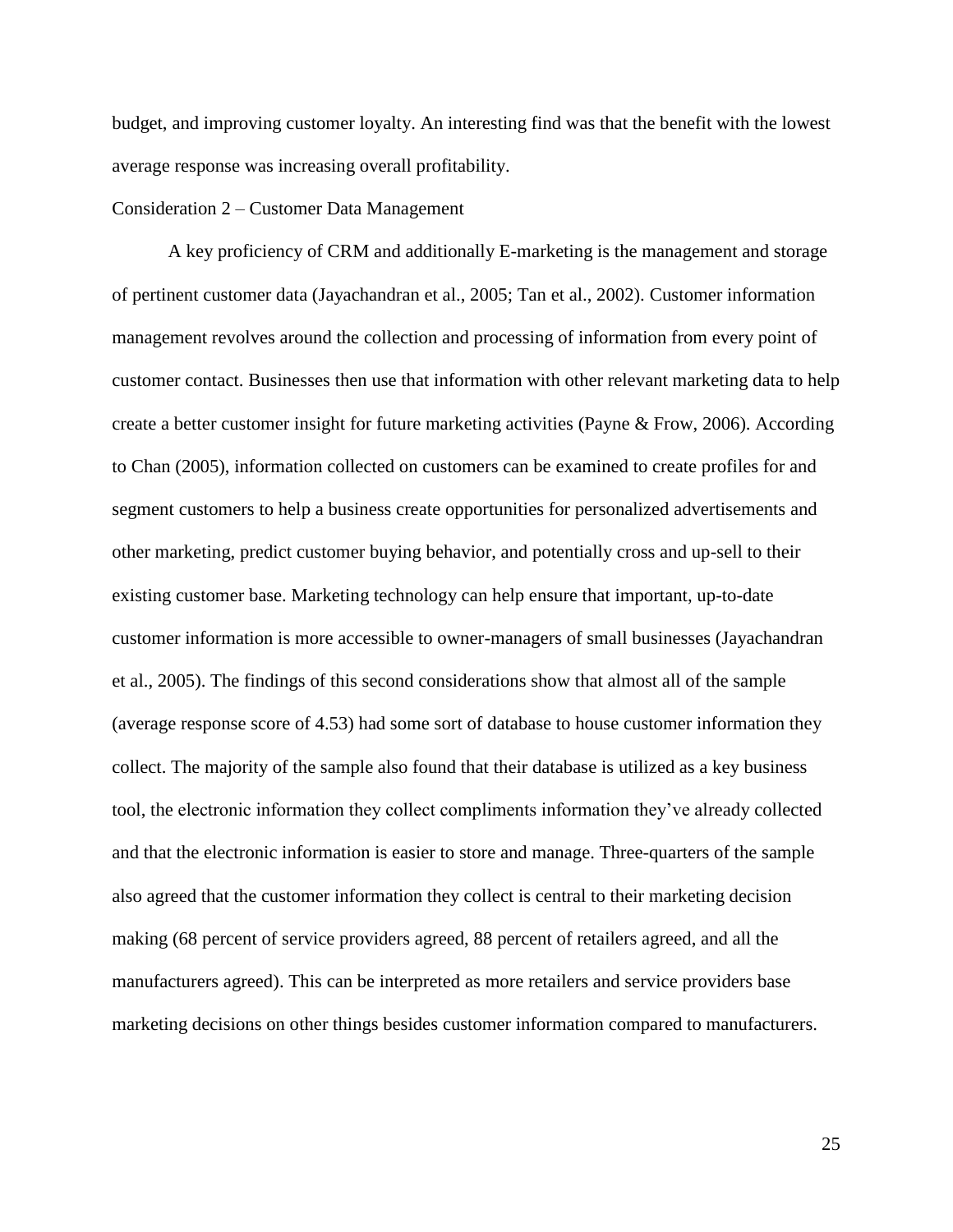budget, and improving customer loyalty. An interesting find was that the benefit with the lowest average response was increasing overall profitability.

### Consideration 2 – Customer Data Management

A key proficiency of CRM and additionally E-marketing is the management and storage of pertinent customer data (Jayachandran et al., 2005; Tan et al., 2002). Customer information management revolves around the collection and processing of information from every point of customer contact. Businesses then use that information with other relevant marketing data to help create a better customer insight for future marketing activities (Payne & Frow, 2006). According to Chan (2005), information collected on customers can be examined to create profiles for and segment customers to help a business create opportunities for personalized advertisements and other marketing, predict customer buying behavior, and potentially cross and up-sell to their existing customer base. Marketing technology can help ensure that important, up-to-date customer information is more accessible to owner-managers of small businesses (Jayachandran et al., 2005). The findings of this second considerations show that almost all of the sample (average response score of 4.53) had some sort of database to house customer information they collect. The majority of the sample also found that their database is utilized as a key business tool, the electronic information they collect compliments information they've already collected and that the electronic information is easier to store and manage. Three-quarters of the sample also agreed that the customer information they collect is central to their marketing decision making (68 percent of service providers agreed, 88 percent of retailers agreed, and all the manufacturers agreed). This can be interpreted as more retailers and service providers base marketing decisions on other things besides customer information compared to manufacturers.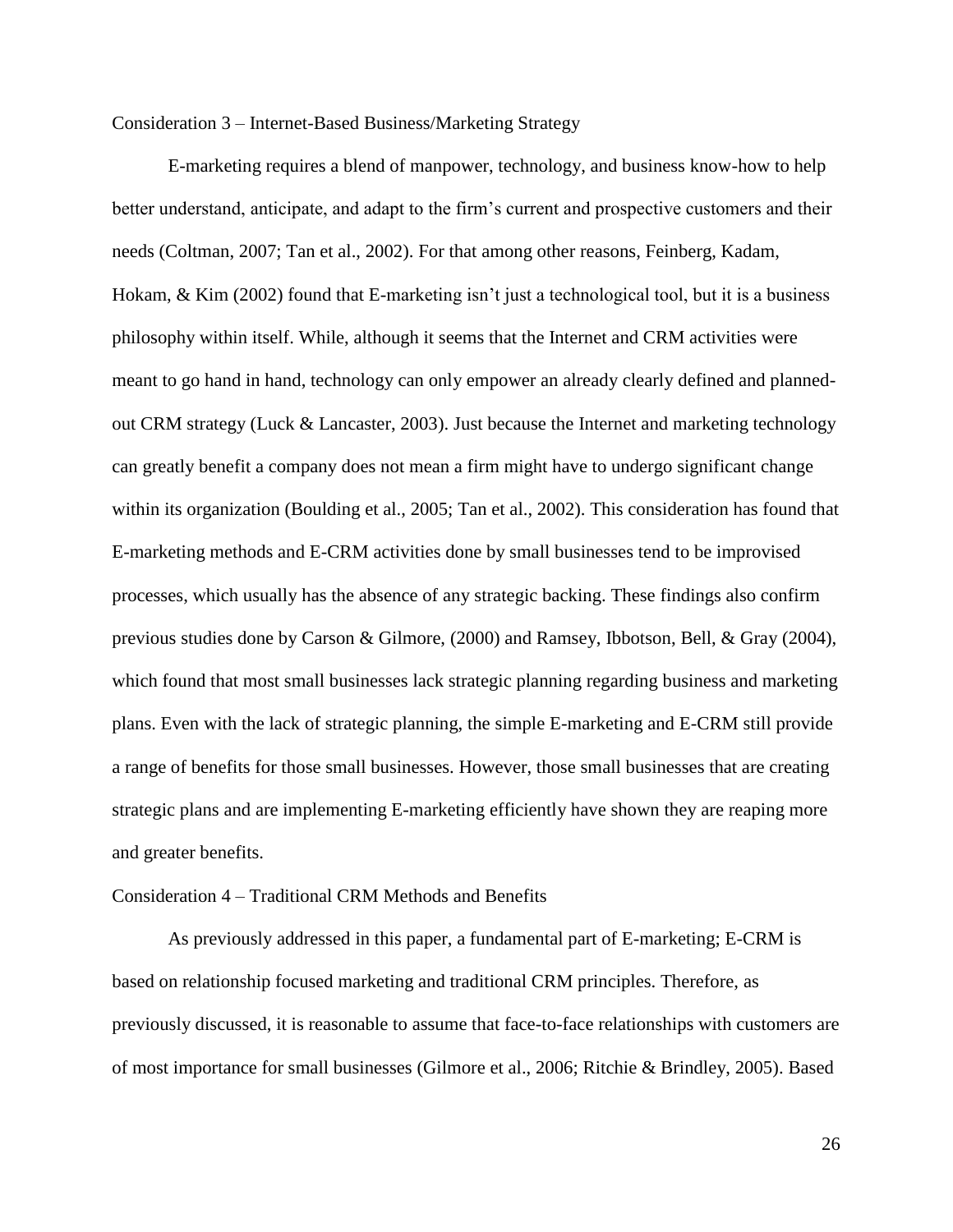### Consideration 3 – Internet-Based Business/Marketing Strategy

E-marketing requires a blend of manpower, technology, and business know-how to help better understand, anticipate, and adapt to the firm's current and prospective customers and their needs (Coltman, 2007; Tan et al., 2002). For that among other reasons, Feinberg, Kadam, Hokam, & Kim (2002) found that E-marketing isn't just a technological tool, but it is a business philosophy within itself. While, although it seems that the Internet and CRM activities were meant to go hand in hand, technology can only empower an already clearly defined and planned-out CRM strategy (Luck & Lancaster, 2003). Just because the Internet and marketing technology can greatly benefit a company does not mean a firm might have to undergo significant change within its organization (Boulding et al., 2005; Tan et al., 2002). This consideration has found that E-marketing methods and E-CRM activities done by small businesses tend to be improvised processes, which usually has the absence of any strategic backing. These findings also confirm previous studies done by Carson & Gilmore, (2000) and Ramsey, Ibbotson, Bell, & Gray (2004), which found that most small businesses lack strategic planning regarding business and marketing plans. Even with the lack of strategic planning, the simple E-marketing and E-CRM still provide a range of benefits for those small businesses. However, those small businesses that are creating strategic plans and are implementing E-marketing efficiently have shown they are reaping more and greater benefits.

### Consideration 4 – Traditional CRM Methods and Benefits

As previously addressed in this paper, a fundamental part of E-marketing; E-CRM is based on relationship focused marketing and traditional CRM principles. Therefore, as previously discussed, it is reasonable to assume that face-to-face relationships with customers are of most importance for small businesses (Gilmore et al., 2006; Ritchie & Brindley, 2005). Based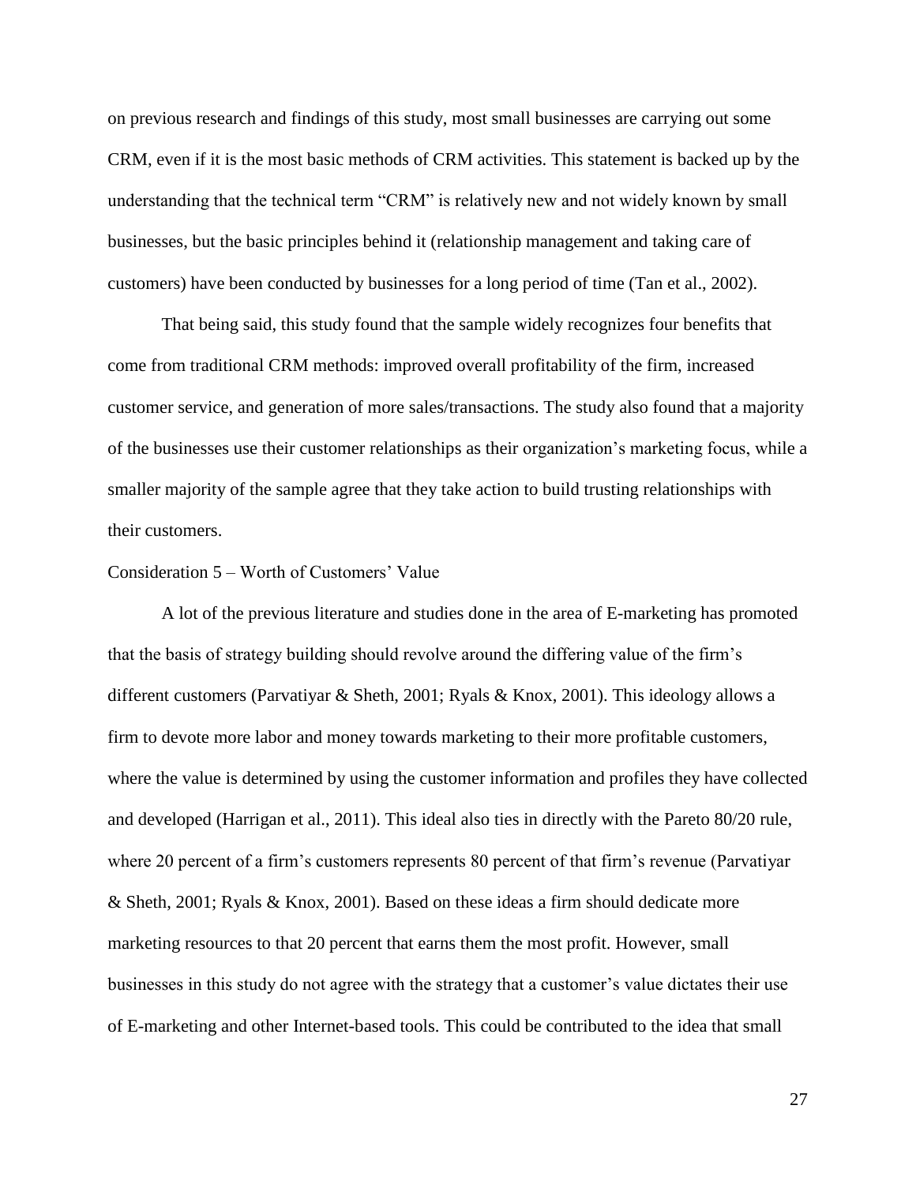on previous research and findings of this study, most small businesses are carrying out some CRM, even if it is the most basic methods of CRM activities. This statement is backed up by the understanding that the technical term "CRM" is relatively new and not widely known by small businesses, but the basic principles behind it (relationship management and taking care of customers) have been conducted by businesses for a long period of time (Tan et al., 2002).

That being said, this study found that the sample widely recognizes four benefits that come from traditional CRM methods: improved overall profitability of the firm, increased customer service, and generation of more sales/transactions. The study also found that a majority of the businesses use their customer relationships as their organization's marketing focus, while a smaller majority of the sample agree that they take action to build trusting relationships with their customers.

### Consideration 5 – Worth of Customers' Value

A lot of the previous literature and studies done in the area of E-marketing has promoted that the basis of strategy building should revolve around the differing value of the firm's different customers (Parvatiyar & Sheth, 2001; Ryals & Knox, 2001). This ideology allows a firm to devote more labor and money towards marketing to their more profitable customers, where the value is determined by using the customer information and profiles they have collected and developed (Harrigan et al., 2011). This ideal also ties in directly with the Pareto 80/20 rule, where 20 percent of a firm's customers represents 80 percent of that firm's revenue (Parvatiyar & Sheth, 2001; Ryals & Knox, 2001). Based on these ideas a firm should dedicate more marketing resources to that 20 percent that earns them the most profit. However, small businesses in this study do not agree with the strategy that a customer's value dictates their use of E-marketing and other Internet-based tools. This could be contributed to the idea that small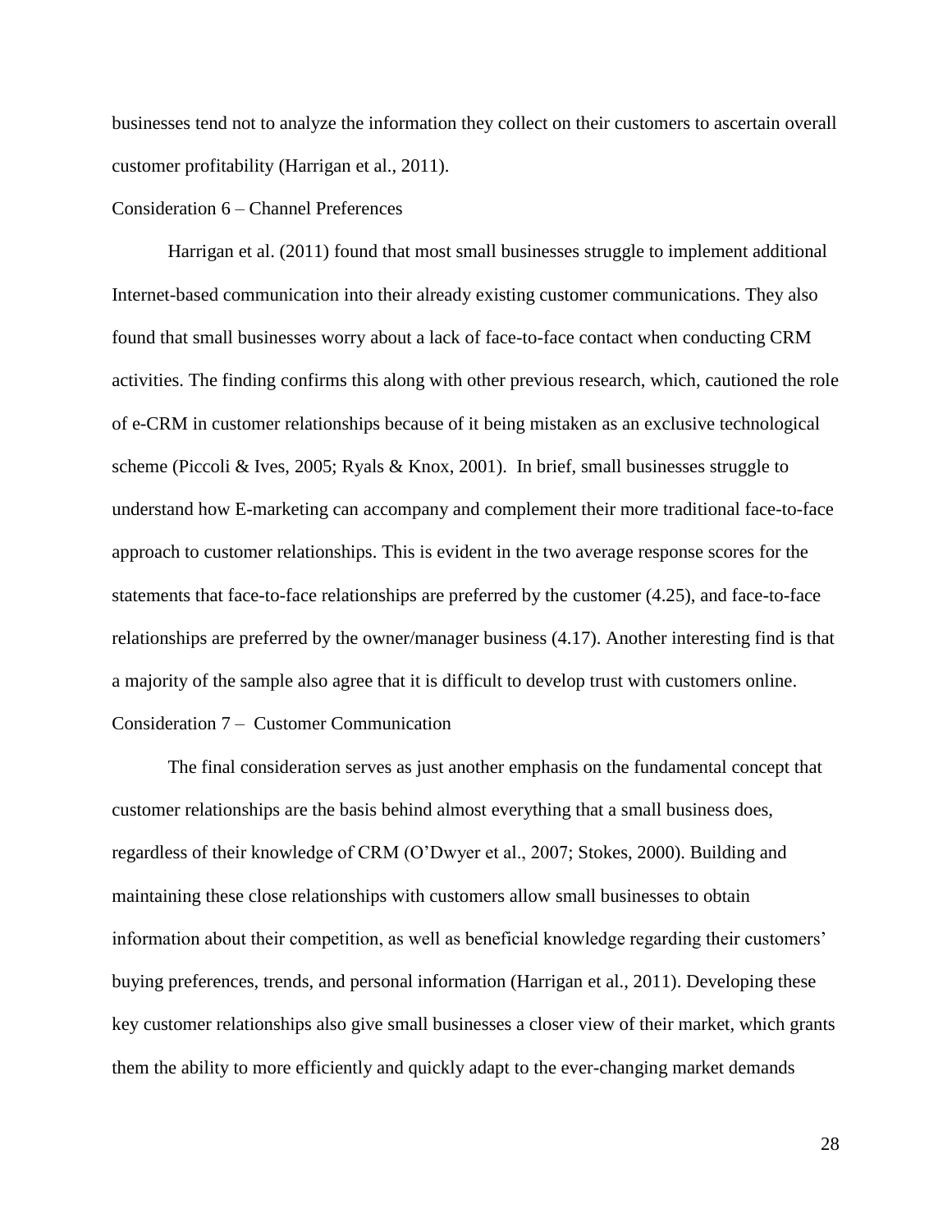businesses tend not to analyze the information they collect on their customers to ascertain overall customer profitability (Harrigan et al., 2011).

### Consideration 6 – Channel Preferences

Harrigan et al. (2011) found that most small businesses struggle to implement additional Internet-based communication into their already existing customer communications. They also found that small businesses worry about a lack of face-to-face contact when conducting CRM activities. The finding confirms this along with other previous research, which, cautioned the role of e-CRM in customer relationships because of it being mistaken as an exclusive technological scheme (Piccoli & Ives, 2005; Ryals & Knox, 2001). In brief, small businesses struggle to understand how E-marketing can accompany and complement their more traditional face-to-face approach to customer relationships. This is evident in the two average response scores for the statements that face-to-face relationships are preferred by the customer (4.25), and face-to-face relationships are preferred by the owner/manager business (4.17). Another interesting find is that a majority of the sample also agree that it is difficult to develop trust with customers online.

### Consideration 7 – Customer Communication

The final consideration serves as just another emphasis on the fundamental concept that customer relationships are the basis behind almost everything that a small business does, regardless of their knowledge of CRM (O'Dwyer et al., 2007; Stokes, 2000). Building and maintaining these close relationships with customers allow small businesses to obtain information about their competition, as well as beneficial knowledge regarding their customers' buying preferences, trends, and personal information (Harrigan et al., 2011). Developing these key customer relationships also give small businesses a closer view of their market, which grants them the ability to more efficiently and quickly adapt to the ever-changing market demands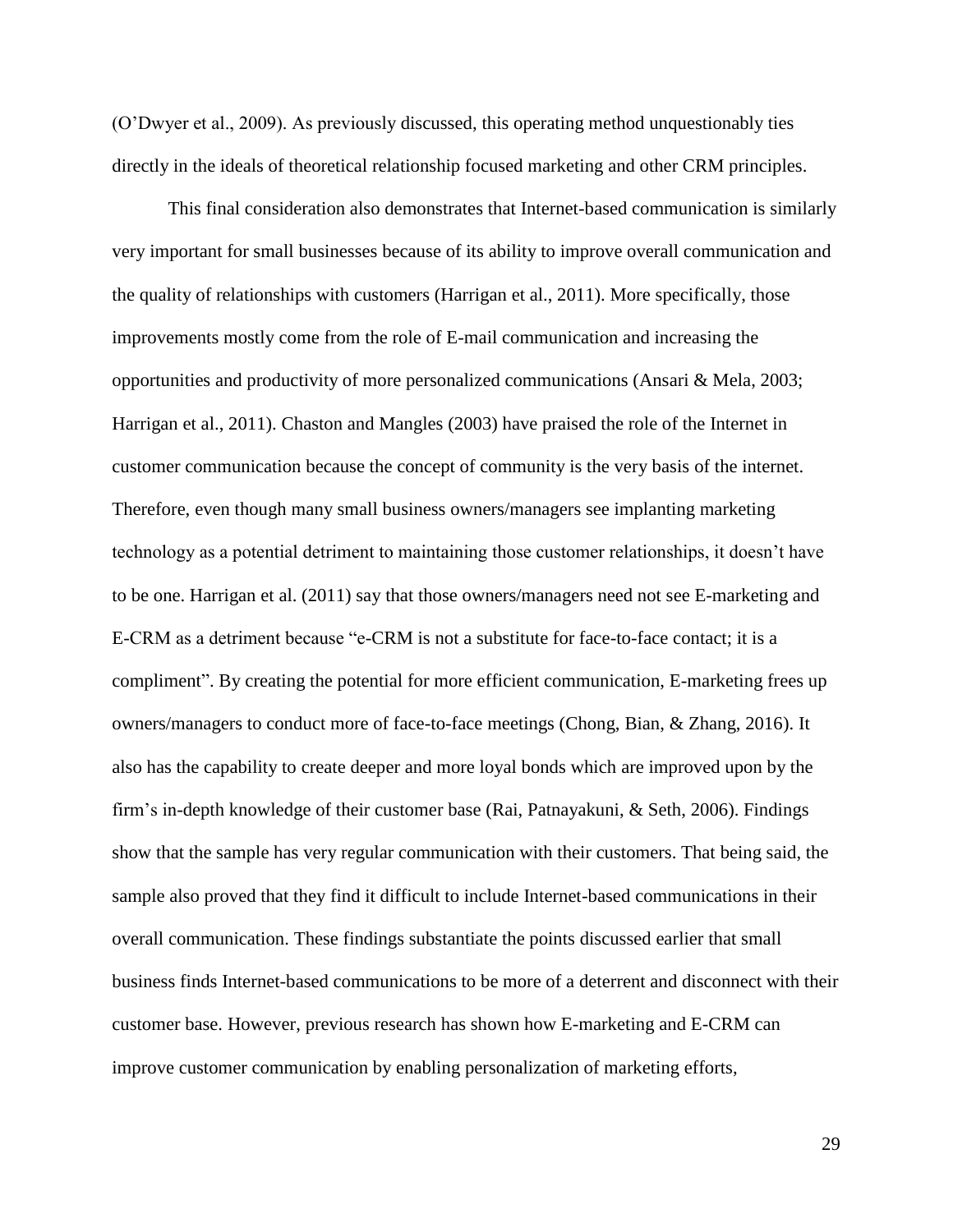(O'Dwyer et al., 2009). As previously discussed, this operating method unquestionably ties directly in the ideals of theoretical relationship focused marketing and other CRM principles.

This final consideration also demonstrates that Internet-based communication is similarly very important for small businesses because of its ability to improve overall communication and the quality of relationships with customers (Harrigan et al., 2011). More specifically, those improvements mostly come from the role of E-mail communication and increasing the opportunities and productivity of more personalized communications (Ansari & Mela, 2003; Harrigan et al., 2011). Chaston and Mangles (2003) have praised the role of the Internet in customer communication because the concept of community is the very basis of the internet. Therefore, even though many small business owners/managers see implanting marketing technology as a potential detriment to maintaining those customer relationships, it doesn't have to be one. Harrigan et al. (2011) say that those owners/managers need not see E-marketing and E-CRM as a detriment because "e-CRM is not a substitute for face-to-face contact; it is a compliment". By creating the potential for more efficient communication, E-marketing frees up owners/managers to conduct more of face-to-face meetings (Chong, Bian, & Zhang, 2016). It also has the capability to create deeper and more loyal bonds which are improved upon by the firm's in-depth knowledge of their customer base (Rai, Patnayakuni, & Seth, 2006). Findings show that the sample has very regular communication with their customers. That being said, the sample also proved that they find it difficult to include Internet-based communications in their overall communication. These findings substantiate the points discussed earlier that small business finds Internet-based communications to be more of a deterrent and disconnect with their customer base. However, previous research has shown how E-marketing and E-CRM can improve customer communication by enabling personalization of marketing efforts,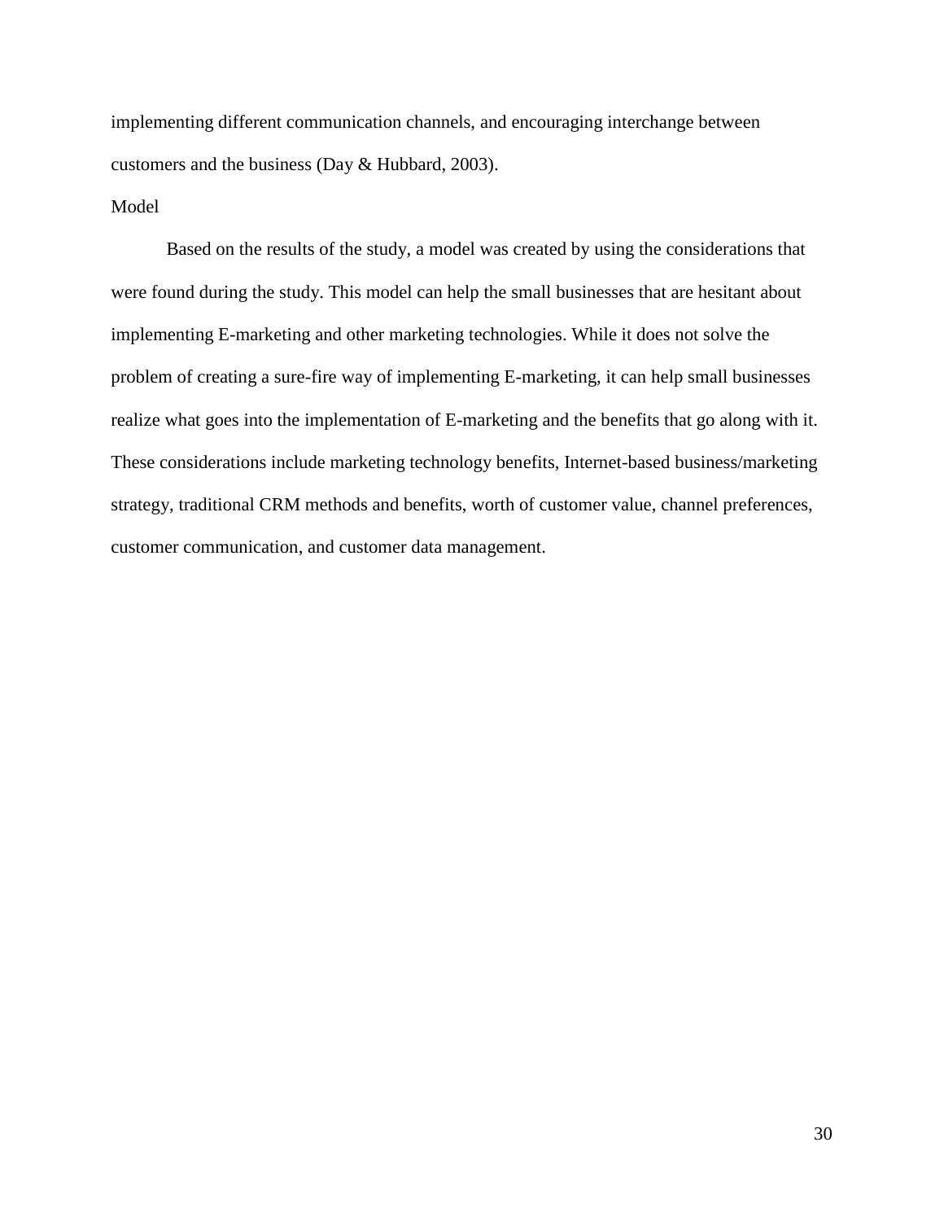implementing different communication channels, and encouraging interchange between customers and the business (Day & Hubbard, 2003).

## Model

Based on the results of the study, a model was created by using the considerations that were found during the study. This model can help the small businesses that are hesitant about implementing E-marketing and other marketing technologies. While it does not solve the problem of creating a sure-fire way of implementing E-marketing, it can help small businesses realize what goes into the implementation of E-marketing and the benefits that go along with it. These considerations include marketing technology benefits, Internet-based business/marketing strategy, traditional CRM methods and benefits, worth of customer value, channel preferences, customer communication, and customer data management.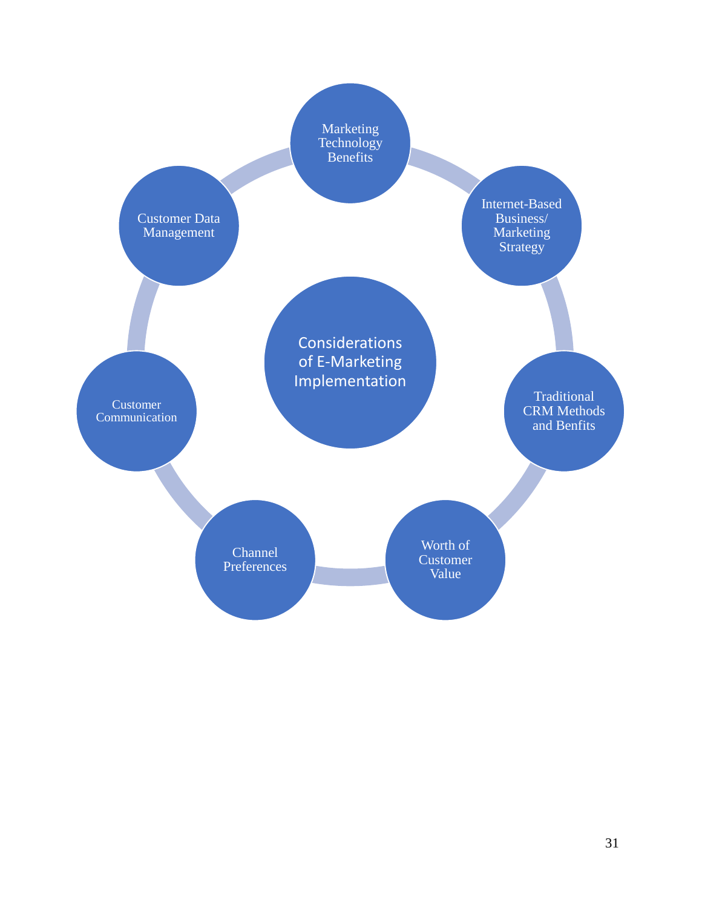Considerations of E-Marketing Implementation

- Marketing Technology Benefits
- Internet-Based Business/ Marketing Strategy
- Traditional CRM Methods and Benfits
- Worth of Customer Value
- Channel Preferences
- Customer Communication
- Customer Data Management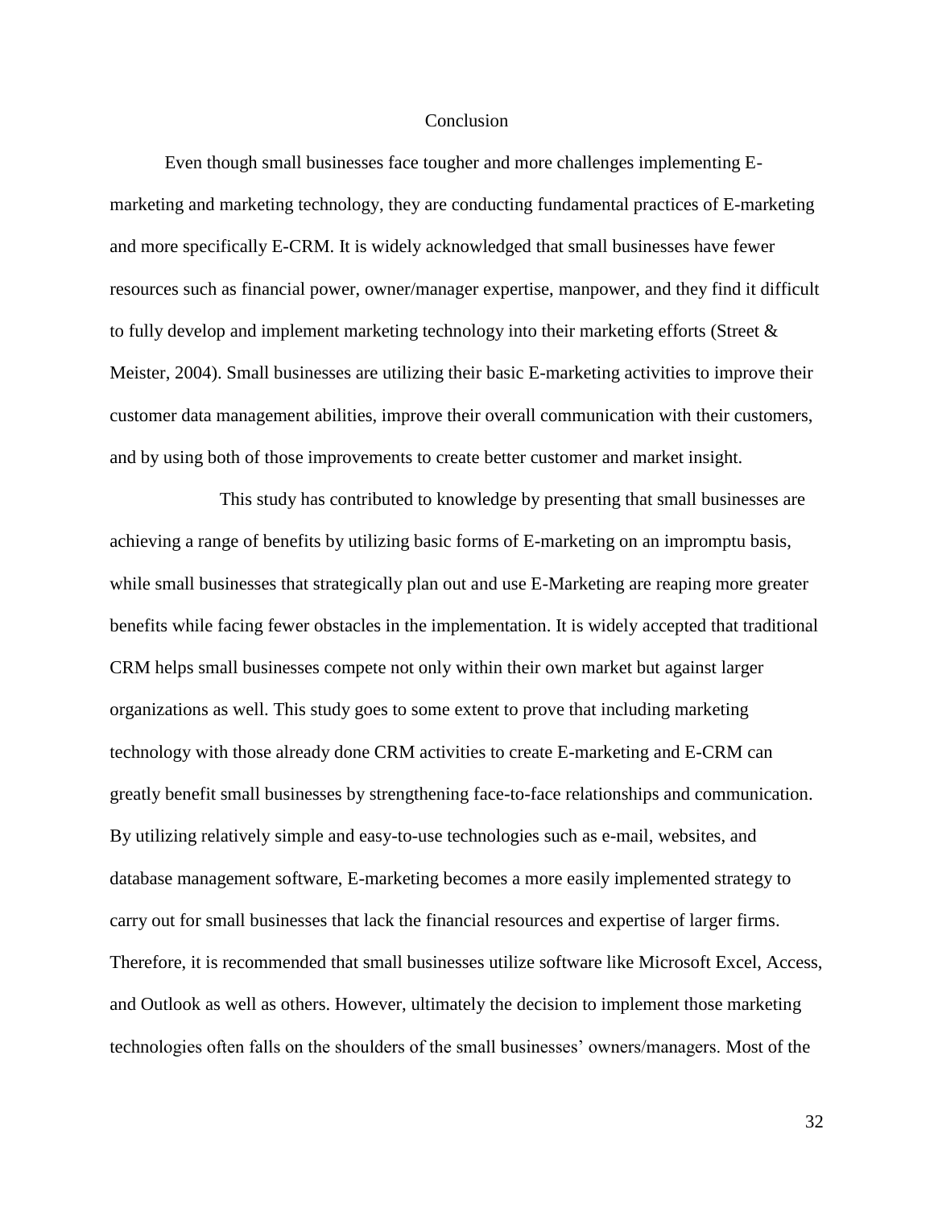# Conclusion

Even though small businesses face tougher and more challenges implementing E-marketing and marketing technology, they are conducting fundamental practices of E-marketing and more specifically E-CRM. It is widely acknowledged that small businesses have fewer resources such as financial power, owner/manager expertise, manpower, and they find it difficult to fully develop and implement marketing technology into their marketing efforts (Street & Meister, 2004). Small businesses are utilizing their basic E-marketing activities to improve their customer data management abilities, improve their overall communication with their customers, and by using both of those improvements to create better customer and market insight.

This study has contributed to knowledge by presenting that small businesses are achieving a range of benefits by utilizing basic forms of E-marketing on an impromptu basis, while small businesses that strategically plan out and use E-Marketing are reaping more greater benefits while facing fewer obstacles in the implementation. It is widely accepted that traditional CRM helps small businesses compete not only within their own market but against larger organizations as well. This study goes to some extent to prove that including marketing technology with those already done CRM activities to create E-marketing and E-CRM can greatly benefit small businesses by strengthening face-to-face relationships and communication. By utilizing relatively simple and easy-to-use technologies such as e-mail, websites, and database management software, E-marketing becomes a more easily implemented strategy to carry out for small businesses that lack the financial resources and expertise of larger firms. Therefore, it is recommended that small businesses utilize software like Microsoft Excel, Access, and Outlook as well as others. However, ultimately the decision to implement those marketing technologies often falls on the shoulders of the small businesses' owners/managers. Most of the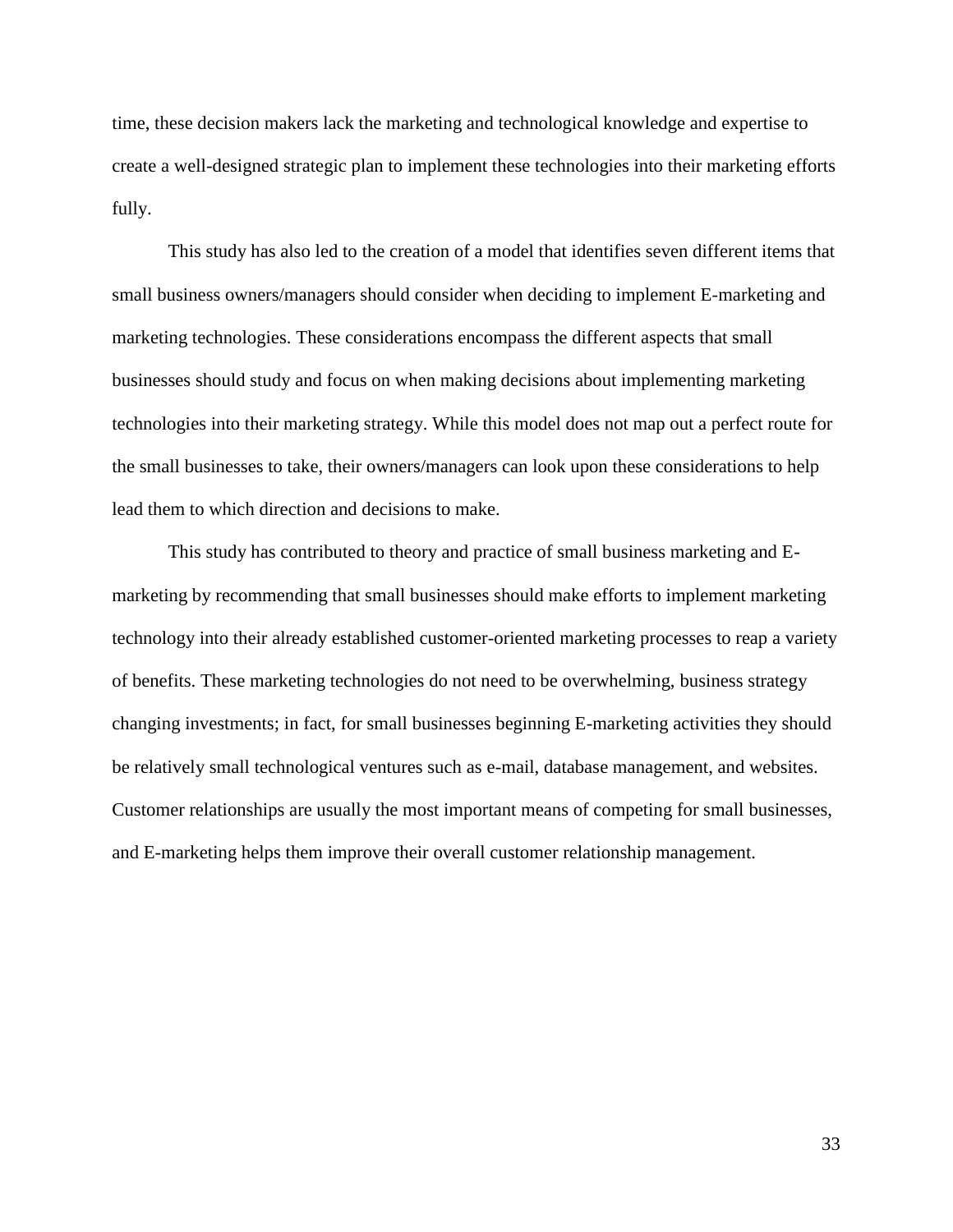time, these decision makers lack the marketing and technological knowledge and expertise to create a well-designed strategic plan to implement these technologies into their marketing efforts fully.

This study has also led to the creation of a model that identifies seven different items that small business owners/managers should consider when deciding to implement E-marketing and marketing technologies. These considerations encompass the different aspects that small businesses should study and focus on when making decisions about implementing marketing technologies into their marketing strategy. While this model does not map out a perfect route for the small businesses to take, their owners/managers can look upon these considerations to help lead them to which direction and decisions to make.

This study has contributed to theory and practice of small business marketing and E-marketing by recommending that small businesses should make efforts to implement marketing technology into their already established customer-oriented marketing processes to reap a variety of benefits. These marketing technologies do not need to be overwhelming, business strategy changing investments; in fact, for small businesses beginning E-marketing activities they should be relatively small technological ventures such as e-mail, database management, and websites. Customer relationships are usually the most important means of competing for small businesses, and E-marketing helps them improve their overall customer relationship management.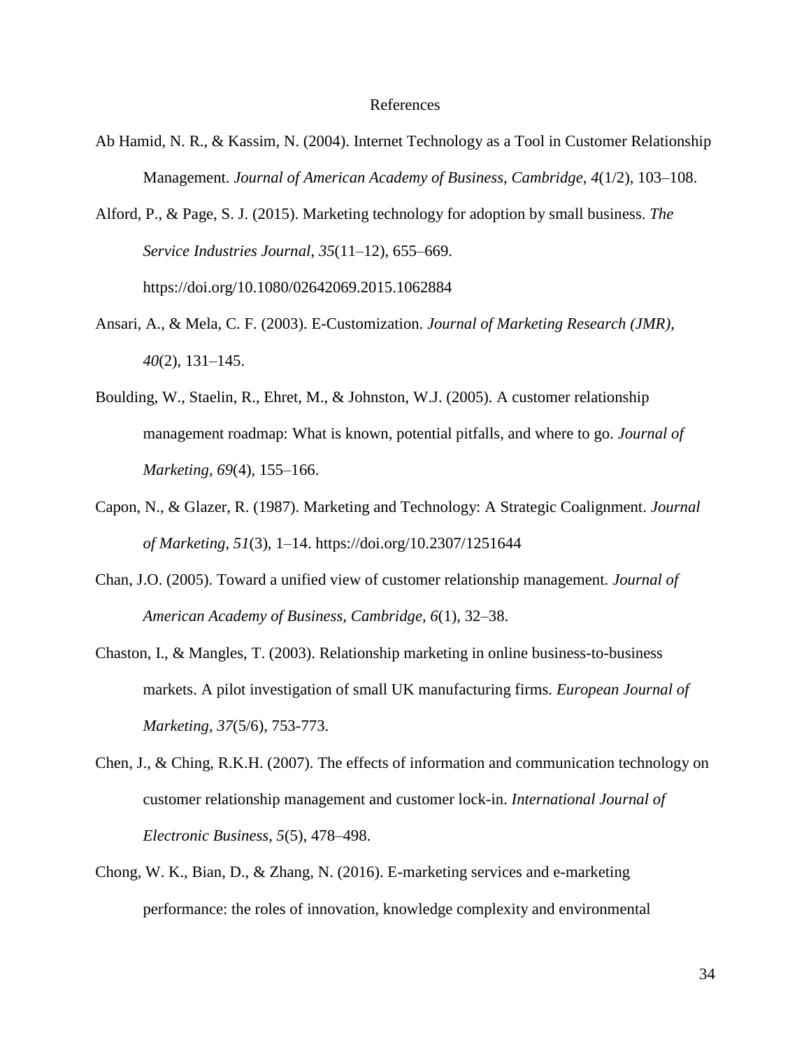# References

Ab Hamid, N. R., & Kassim, N. (2004). Internet Technology as a Tool in Customer Relationship Management. *Journal of American Academy of Business, Cambridge*, *4*(1/2), 103–108.

Alford, P., & Page, S. J. (2015). Marketing technology for adoption by small business. *The Service Industries Journal*, *35*(11–12), 655–669. https://doi.org/10.1080/02642069.2015.1062884

Ansari, A., & Mela, C. F. (2003). E-Customization. *Journal of Marketing Research (JMR)*, *40*(2), 131–145.

Boulding, W., Staelin, R., Ehret, M., & Johnston, W.J. (2005). A customer relationship management roadmap: What is known, potential pitfalls, and where to go. *Journal of Marketing*, *69*(4), 155–166.

Capon, N., & Glazer, R. (1987). Marketing and Technology: A Strategic Coalignment. *Journal of Marketing*, *51*(3), 1–14. https://doi.org/10.2307/1251644

Chan, J.O. (2005). Toward a unified view of customer relationship management. *Journal of American Academy of Business, Cambridge*, *6*(1), 32–38.

Chaston, I., & Mangles, T. (2003). Relationship marketing in online business-to-business markets. A pilot investigation of small UK manufacturing firms. *European Journal of Marketing*, *37*(5/6), 753-773.

Chen, J., & Ching, R.K.H. (2007). The effects of information and communication technology on customer relationship management and customer lock-in. *International Journal of Electronic Business*, *5*(5), 478–498.

Chong, W. K., Bian, D., & Zhang, N. (2016). E-marketing services and e-marketing performance: the roles of innovation, knowledge complexity and environmental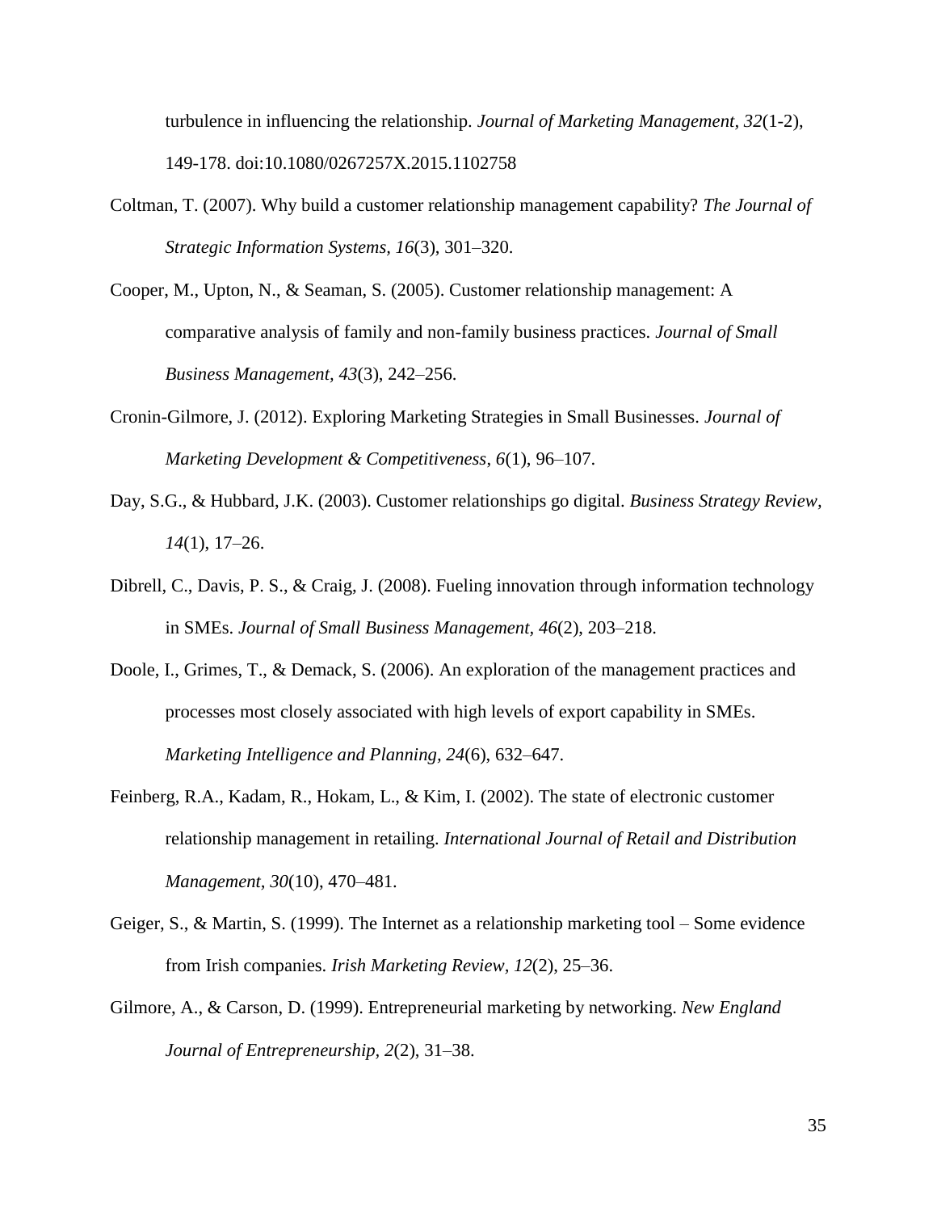turbulence in influencing the relationship. *Journal of Marketing Management*, *32*(1-2), 149-178. doi:10.1080/0267257X.2015.1102758

Coltman, T. (2007). Why build a customer relationship management capability? *The Journal of Strategic Information Systems, 16*(3), 301–320.

Cooper, M., Upton, N., & Seaman, S. (2005). Customer relationship management: A comparative analysis of family and non-family business practices. *Journal of Small Business Management, 43*(3), 242–256.

Cronin-Gilmore, J. (2012). Exploring Marketing Strategies in Small Businesses. *Journal of Marketing Development & Competitiveness*, *6*(1), 96–107.

Day, S.G., & Hubbard, J.K. (2003). Customer relationships go digital. *Business Strategy Review, 14*(1), 17–26.

Dibrell, C., Davis, P. S., & Craig, J. (2008). Fueling innovation through information technology in SMEs. *Journal of Small Business Management, 46*(2), 203–218.

Doole, I., Grimes, T., & Demack, S. (2006). An exploration of the management practices and processes most closely associated with high levels of export capability in SMEs. *Marketing Intelligence and Planning, 24*(6), 632–647.

Feinberg, R.A., Kadam, R., Hokam, L., & Kim, I. (2002). The state of electronic customer relationship management in retailing. *International Journal of Retail and Distribution Management, 30*(10), 470–481.

Geiger, S., & Martin, S. (1999). The Internet as a relationship marketing tool – Some evidence from Irish companies. *Irish Marketing Review, 12*(2), 25–36.

Gilmore, A., & Carson, D. (1999). Entrepreneurial marketing by networking. *New England Journal of Entrepreneurship, 2*(2), 31–38.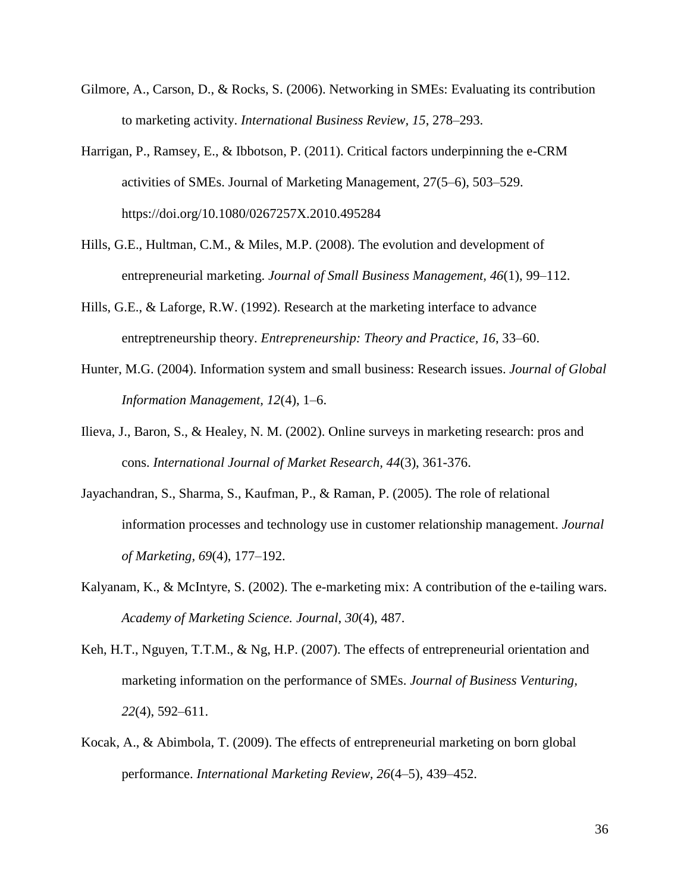Gilmore, A., Carson, D., & Rocks, S. (2006). Networking in SMEs: Evaluating its contribution to marketing activity. *International Business Review, 15*, 278–293.

Harrigan, P., Ramsey, E., & Ibbotson, P. (2011). Critical factors underpinning the e-CRM activities of SMEs. Journal of Marketing Management, 27(5–6), 503–529. https://doi.org/10.1080/0267257X.2010.495284

Hills, G.E., Hultman, C.M., & Miles, M.P. (2008). The evolution and development of entrepreneurial marketing. *Journal of Small Business Management, 46*(1), 99–112.

Hills, G.E., & Laforge, R.W. (1992). Research at the marketing interface to advance entreptreneurship theory. *Entrepreneurship: Theory and Practice, 16*, 33–60.

Hunter, M.G. (2004). Information system and small business: Research issues. *Journal of Global Information Management, 12*(4), 1–6.

Ilieva, J., Baron, S., & Healey, N. M. (2002). Online surveys in marketing research: pros and cons. *International Journal of Market Research, 44*(3), 361-376.

Jayachandran, S., Sharma, S., Kaufman, P., & Raman, P. (2005). The role of relational information processes and technology use in customer relationship management. *Journal of Marketing, 69*(4), 177–192.

Kalyanam, K., & McIntyre, S. (2002). The e-marketing mix: A contribution of the e-tailing wars. *Academy of Marketing Science. Journal*, *30*(4), 487.

Keh, H.T., Nguyen, T.T.M., & Ng, H.P. (2007). The effects of entrepreneurial orientation and marketing information on the performance of SMEs. *Journal of Business Venturing, 22*(4), 592–611.

Kocak, A., & Abimbola, T. (2009). The effects of entrepreneurial marketing on born global performance. *International Marketing Review, 26*(4–5), 439–452.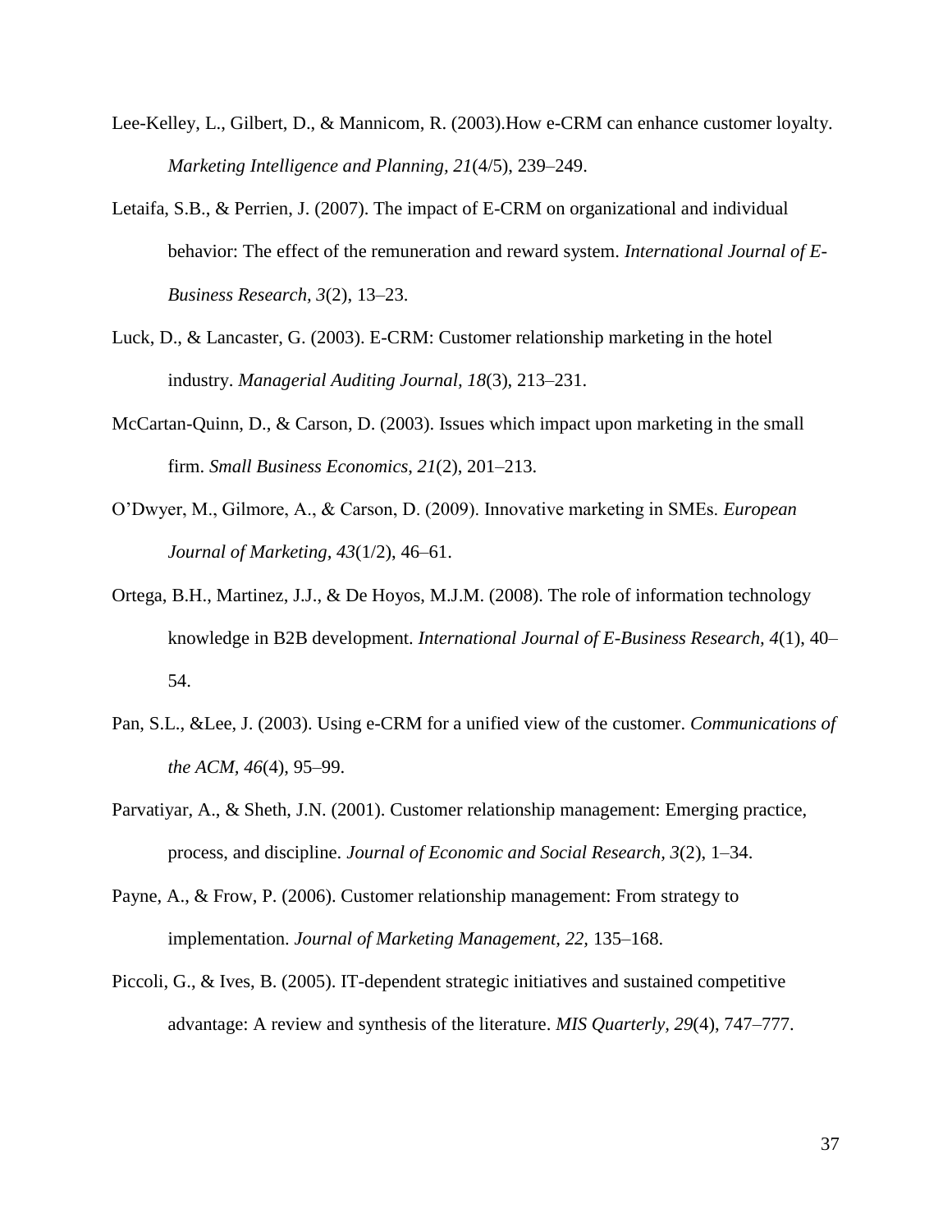Lee-Kelley, L., Gilbert, D., & Mannicom, R. (2003).How e-CRM can enhance customer loyalty. *Marketing Intelligence and Planning, 21*(4/5), 239–249.

Letaifa, S.B., & Perrien, J. (2007). The impact of E-CRM on organizational and individual behavior: The effect of the remuneration and reward system. *International Journal of E-Business Research, 3*(2), 13–23.

Luck, D., & Lancaster, G. (2003). E-CRM: Customer relationship marketing in the hotel industry. *Managerial Auditing Journal, 18*(3), 213–231.

McCartan-Quinn, D., & Carson, D. (2003). Issues which impact upon marketing in the small firm. *Small Business Economics, 21*(2), 201–213.

O'Dwyer, M., Gilmore, A., & Carson, D. (2009). Innovative marketing in SMEs. *European Journal of Marketing, 43*(1/2), 46–61.

Ortega, B.H., Martinez, J.J., & De Hoyos, M.J.M. (2008). The role of information technology knowledge in B2B development. *International Journal of E-Business Research, 4*(1), 40–54.

Pan, S.L., &Lee, J. (2003). Using e-CRM for a unified view of the customer. *Communications of the ACM, 46*(4), 95–99.

Parvatiyar, A., & Sheth, J.N. (2001). Customer relationship management: Emerging practice, process, and discipline. *Journal of Economic and Social Research, 3*(2), 1–34.

Payne, A., & Frow, P. (2006). Customer relationship management: From strategy to implementation. *Journal of Marketing Management, 22,* 135–168.

Piccoli, G., & Ives, B. (2005). IT-dependent strategic initiatives and sustained competitive advantage: A review and synthesis of the literature. *MIS Quarterly, 29*(4), 747–777.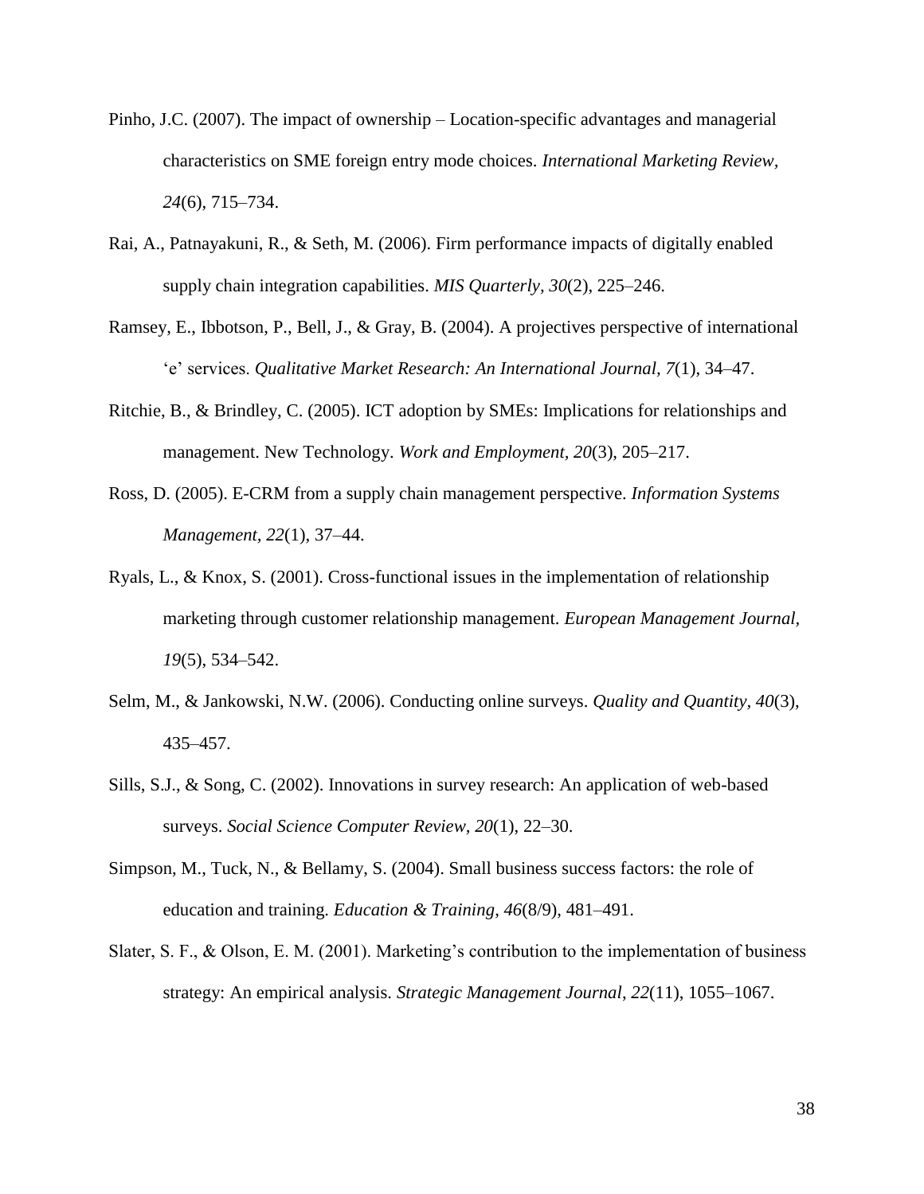Pinho, J.C. (2007). The impact of ownership – Location-specific advantages and managerial characteristics on SME foreign entry mode choices. *International Marketing Review*, *24*(6), 715–734.

Rai, A., Patnayakuni, R., & Seth, M. (2006). Firm performance impacts of digitally enabled supply chain integration capabilities. *MIS Quarterly*, *30*(2), 225–246.

Ramsey, E., Ibbotson, P., Bell, J., & Gray, B. (2004). A projectives perspective of international 'e' services. *Qualitative Market Research: An International Journal*, *7*(1), 34–47.

Ritchie, B., & Brindley, C. (2005). ICT adoption by SMEs: Implications for relationships and management. New Technology. *Work and Employment*, *20*(3), 205–217.

Ross, D. (2005). E-CRM from a supply chain management perspective. *Information Systems Management*, *22*(1), 37–44.

Ryals, L., & Knox, S. (2001). Cross-functional issues in the implementation of relationship marketing through customer relationship management. *European Management Journal*, *19*(5), 534–542.

Selm, M., & Jankowski, N.W. (2006). Conducting online surveys. *Quality and Quantity*, *40*(3), 435–457.

Sills, S.J., & Song, C. (2002). Innovations in survey research: An application of web-based surveys. *Social Science Computer Review*, *20*(1), 22–30.

Simpson, M., Tuck, N., & Bellamy, S. (2004). Small business success factors: the role of education and training. *Education & Training*, *46*(8/9), 481–491.

Slater, S. F., & Olson, E. M. (2001). Marketing's contribution to the implementation of business strategy: An empirical analysis. *Strategic Management Journal*, *22*(11), 1055–1067.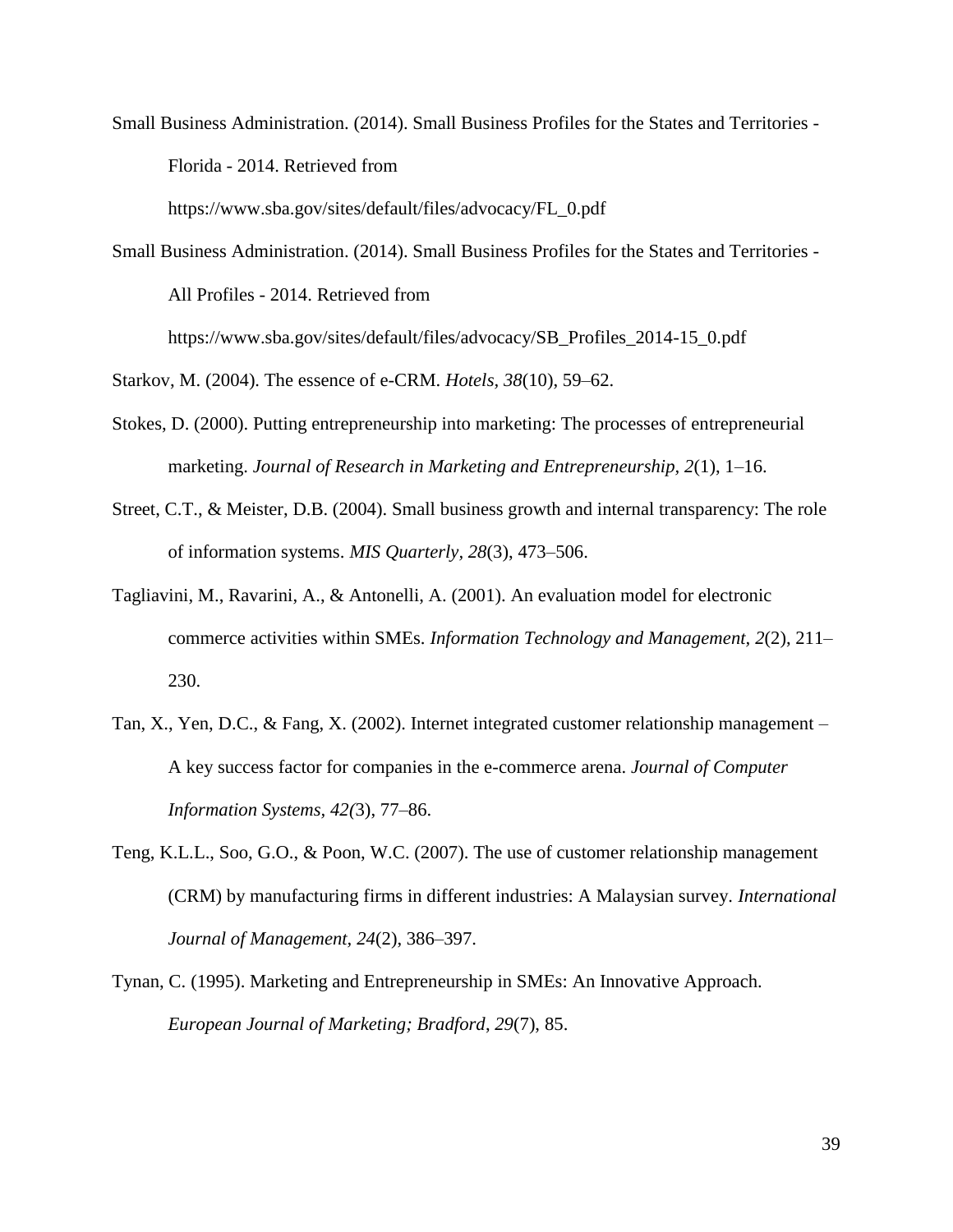Small Business Administration. (2014). Small Business Profiles for the States and Territories - Florida - 2014. Retrieved from https://www.sba.gov/sites/default/files/advocacy/FL_0.pdf

Small Business Administration. (2014). Small Business Profiles for the States and Territories - All Profiles - 2014. Retrieved from https://www.sba.gov/sites/default/files/advocacy/SB_Profiles_2014-15_0.pdf

Starkov, M. (2004). The essence of e-CRM. *Hotels*, *38*(10), 59–62.

Stokes, D. (2000). Putting entrepreneurship into marketing: The processes of entrepreneurial marketing. *Journal of Research in Marketing and Entrepreneurship*, *2*(1), 1–16.

Street, C.T., & Meister, D.B. (2004). Small business growth and internal transparency: The role of information systems. *MIS Quarterly*, *28*(3), 473–506.

Tagliavini, M., Ravarini, A., & Antonelli, A. (2001). An evaluation model for electronic commerce activities within SMEs. *Information Technology and Management, 2*(2), 211–230.

Tan, X., Yen, D.C., & Fang, X. (2002). Internet integrated customer relationship management – A key success factor for companies in the e-commerce arena. *Journal of Computer Information Systems*, *42(*3), 77–86.

Teng, K.L.L., Soo, G.O., & Poon, W.C. (2007). The use of customer relationship management (CRM) by manufacturing firms in different industries: A Malaysian survey. *International Journal of Management, 24*(2), 386–397.

Tynan, C. (1995). Marketing and Entrepreneurship in SMEs: An Innovative Approach. *European Journal of Marketing; Bradford*, *29*(7), 85.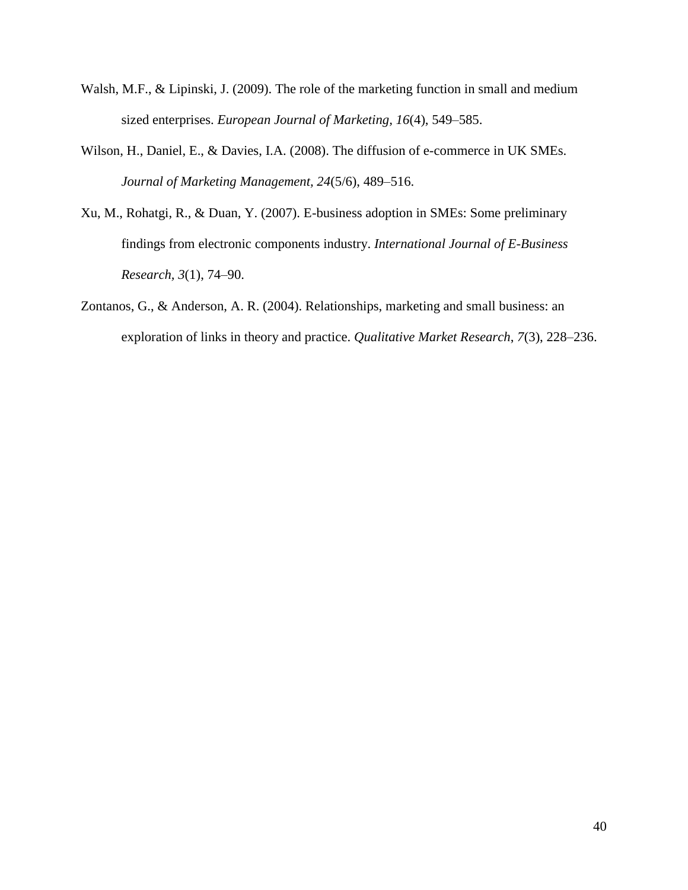Walsh, M.F., & Lipinski, J. (2009). The role of the marketing function in small and medium sized enterprises. *European Journal of Marketing, 16*(4), 549–585.

Wilson, H., Daniel, E., & Davies, I.A. (2008). The diffusion of e-commerce in UK SMEs. *Journal of Marketing Management, 24*(5/6), 489–516.

Xu, M., Rohatgi, R., & Duan, Y. (2007). E-business adoption in SMEs: Some preliminary findings from electronic components industry. *International Journal of E-Business Research, 3*(1), 74–90.

Zontanos, G., & Anderson, A. R. (2004). Relationships, marketing and small business: an exploration of links in theory and practice. *Qualitative Market Research*, *7*(3), 228–236.